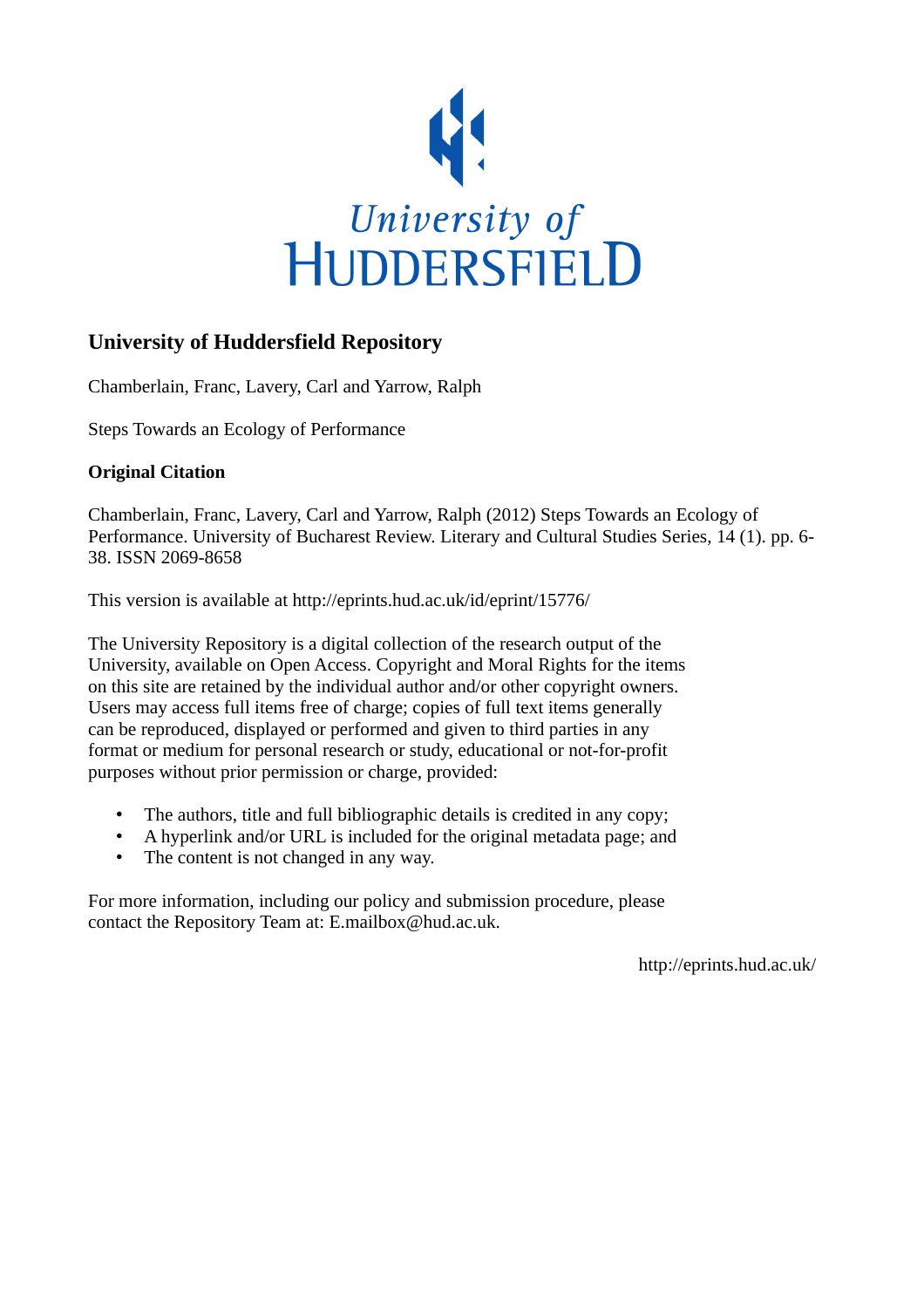University of
HUDDERSFIELD

## University of Huddersfield Repository

Chamberlain, Franc, Lavery, Carl and Yarrow, Ralph

Steps Towards an Ecology of Performance

**Original Citation**

Chamberlain, Franc, Lavery, Carl and Yarrow, Ralph (2012) Steps Towards an Ecology of Performance. University of Bucharest Review. Literary and Cultural Studies Series, 14 (1). pp. 6-38. ISSN 2069-8658

This version is available at http://eprints.hud.ac.uk/id/eprint/15776/

The University Repository is a digital collection of the research output of the University, available on Open Access. Copyright and Moral Rights for the items on this site are retained by the individual author and/or other copyright owners. Users may access full items free of charge; copies of full text items generally can be reproduced, displayed or performed and given to third parties in any format or medium for personal research or study, educational or not-for-profit purposes without prior permission or charge, provided:

- The authors, title and full bibliographic details is credited in any copy;
- A hyperlink and/or URL is included for the original metadata page; and
- The content is not changed in any way.

For more information, including our policy and submission procedure, please contact the Repository Team at: E.mailbox@hud.ac.uk.

http://eprints.hud.ac.uk/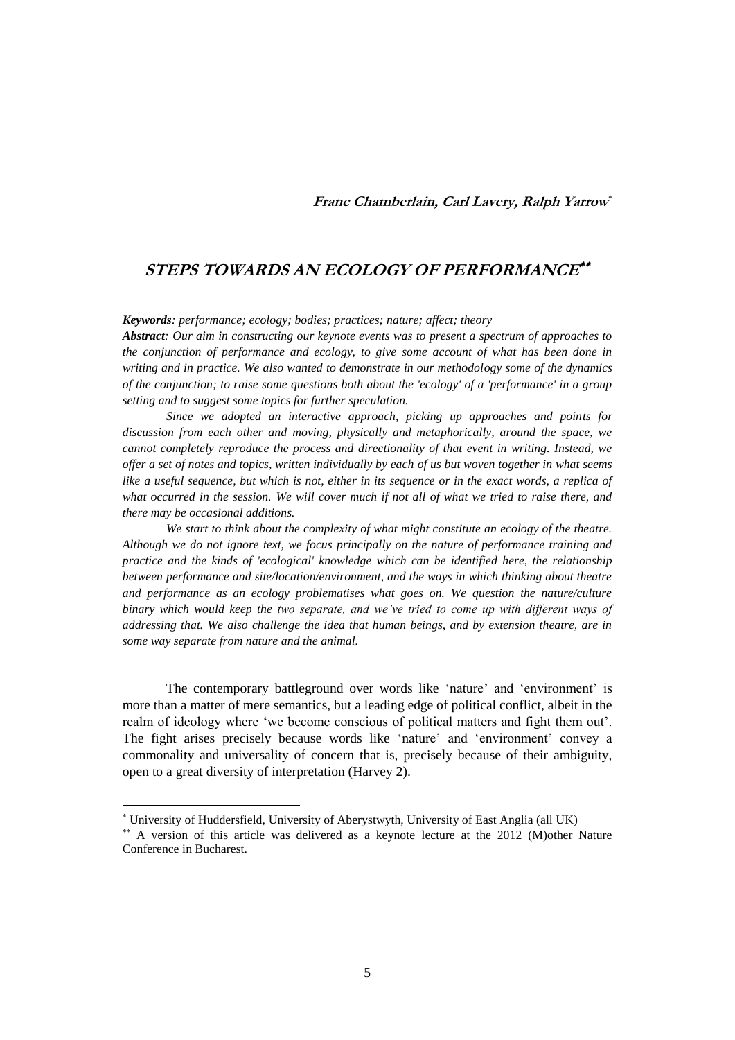**Franc Chamberlain, Carl Lavery, Ralph Yarrow**[*]

# STEPS TOWARDS AN ECOLOGY OF PERFORMANCE[**]

***Keywords****: performance; ecology; bodies; practices; nature; affect; theory*

***Abstract****: Our aim in constructing our keynote events was to present a spectrum of approaches to the conjunction of performance and ecology, to give some account of what has been done in writing and in practice. We also wanted to demonstrate in our methodology some of the dynamics of the conjunction; to raise some questions both about the 'ecology' of a 'performance' in a group setting and to suggest some topics for further speculation.*

*Since we adopted an interactive approach, picking up approaches and points for discussion from each other and moving, physically and metaphorically, around the space, we cannot completely reproduce the process and directionality of that event in writing. Instead, we offer a set of notes and topics, written individually by each of us but woven together in what seems like a useful sequence, but which is not, either in its sequence or in the exact words, a replica of what occurred in the session. We will cover much if not all of what we tried to raise there, and there may be occasional additions.*

*We start to think about the complexity of what might constitute an ecology of the theatre. Although we do not ignore text, we focus principally on the nature of performance training and practice and the kinds of 'ecological' knowledge which can be identified here, the relationship between performance and site/location/environment, and the ways in which thinking about theatre and performance as an ecology problematises what goes on. We question the nature/culture binary which would keep the two separate, and we've tried to come up with different ways of addressing that. We also challenge the idea that human beings, and by extension theatre, are in some way separate from nature and the animal.*

The contemporary battleground over words like 'nature' and 'environment' is more than a matter of mere semantics, but a leading edge of political conflict, albeit in the realm of ideology where 'we become conscious of political matters and fight them out'. The fight arises precisely because words like 'nature' and 'environment' convey a commonality and universality of concern that is, precisely because of their ambiguity, open to a great diversity of interpretation (Harvey 2).

---

[*] University of Huddersfield, University of Aberystwyth, University of East Anglia (all UK)

[**] A version of this article was delivered as a keynote lecture at the 2012 (M)other Nature Conference in Bucharest.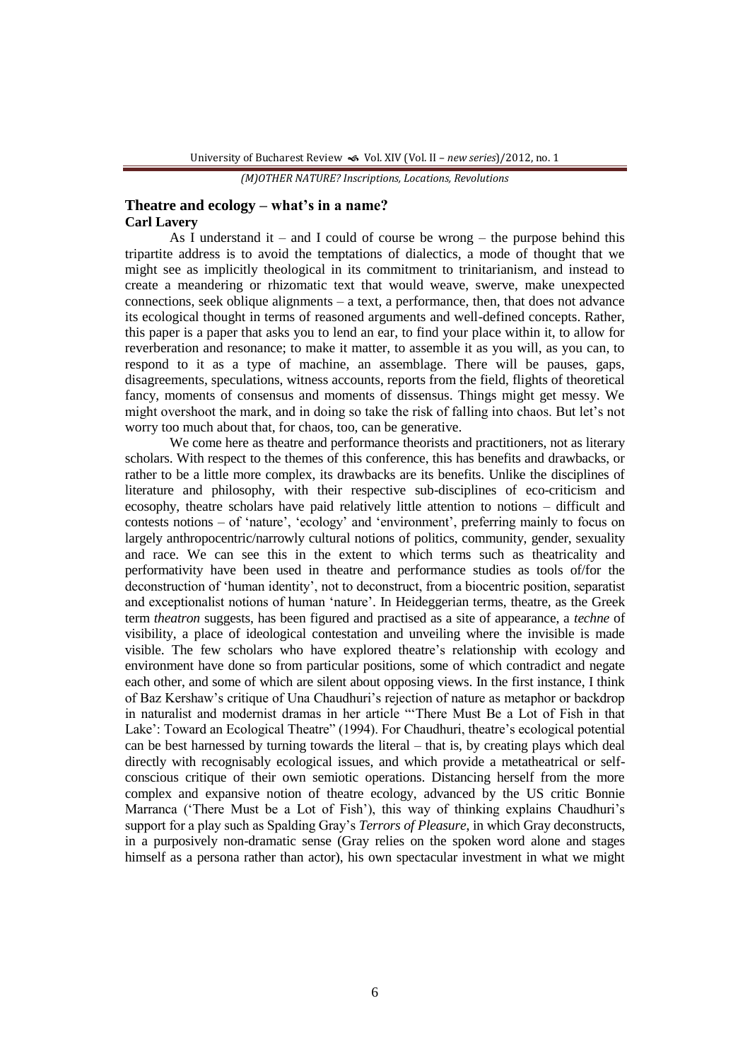## Theatre and ecology – what's in a name?

**Carl Lavery**

As I understand it – and I could of course be wrong – the purpose behind this tripartite address is to avoid the temptations of dialectics, a mode of thought that we might see as implicitly theological in its commitment to trinitarianism, and instead to create a meandering or rhizomatic text that would weave, swerve, make unexpected connections, seek oblique alignments – a text, a performance, then, that does not advance its ecological thought in terms of reasoned arguments and well-defined concepts. Rather, this paper is a paper that asks you to lend an ear, to find your place within it, to allow for reverberation and resonance; to make it matter, to assemble it as you will, as you can, to respond to it as a type of machine, an assemblage. There will be pauses, gaps, disagreements, speculations, witness accounts, reports from the field, flights of theoretical fancy, moments of consensus and moments of dissensus. Things might get messy. We might overshoot the mark, and in doing so take the risk of falling into chaos. But let's not worry too much about that, for chaos, too, can be generative.

We come here as theatre and performance theorists and practitioners, not as literary scholars. With respect to the themes of this conference, this has benefits and drawbacks, or rather to be a little more complex, its drawbacks are its benefits. Unlike the disciplines of literature and philosophy, with their respective sub-disciplines of eco-criticism and ecosophy, theatre scholars have paid relatively little attention to notions – difficult and contests notions – of 'nature', 'ecology' and 'environment', preferring mainly to focus on largely anthropocentric/narrowly cultural notions of politics, community, gender, sexuality and race. We can see this in the extent to which terms such as theatricality and performativity have been used in theatre and performance studies as tools of/for the deconstruction of 'human identity', not to deconstruct, from a biocentric position, separatist and exceptionalist notions of human 'nature'. In Heideggerian terms, theatre, as the Greek term *theatron* suggests, has been figured and practised as a site of appearance, a *techne* of visibility, a place of ideological contestation and unveiling where the invisible is made visible. The few scholars who have explored theatre's relationship with ecology and environment have done so from particular positions, some of which contradict and negate each other, and some of which are silent about opposing views. In the first instance, I think of Baz Kershaw's critique of Una Chaudhuri's rejection of nature as metaphor or backdrop in naturalist and modernist dramas in her article "'There Must Be a Lot of Fish in that Lake': Toward an Ecological Theatre" (1994). For Chaudhuri, theatre's ecological potential can be best harnessed by turning towards the literal – that is, by creating plays which deal directly with recognisably ecological issues, and which provide a metatheatrical or self-conscious critique of their own semiotic operations. Distancing herself from the more complex and expansive notion of theatre ecology, advanced by the US critic Bonnie Marranca ('There Must be a Lot of Fish'), this way of thinking explains Chaudhuri's support for a play such as Spalding Gray's *Terrors of Pleasure*, in which Gray deconstructs, in a purposively non-dramatic sense (Gray relies on the spoken word alone and stages himself as a persona rather than actor), his own spectacular investment in what we might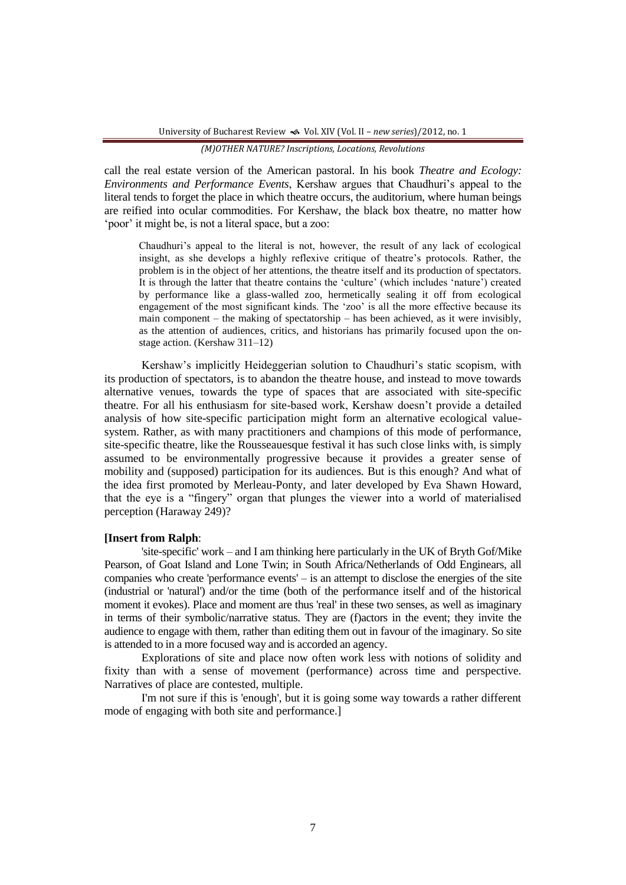call the real estate version of the American pastoral. In his book *Theatre and Ecology: Environments and Performance Events*, Kershaw argues that Chaudhuri's appeal to the literal tends to forget the place in which theatre occurs, the auditorium, where human beings are reified into ocular commodities. For Kershaw, the black box theatre, no matter how 'poor' it might be, is not a literal space, but a zoo:

> Chaudhuri's appeal to the literal is not, however, the result of any lack of ecological insight, as she develops a highly reflexive critique of theatre's protocols. Rather, the problem is in the object of her attentions, the theatre itself and its production of spectators. It is through the latter that theatre contains the 'culture' (which includes 'nature') created by performance like a glass-walled zoo, hermetically sealing it off from ecological engagement of the most significant kinds. The 'zoo' is all the more effective because its main component – the making of spectatorship – has been achieved, as it were invisibly, as the attention of audiences, critics, and historians has primarily focused upon the on-stage action. (Kershaw 311–12)

Kershaw's implicitly Heideggerian solution to Chaudhuri's static scopism, with its production of spectators, is to abandon the theatre house, and instead to move towards alternative venues, towards the type of spaces that are associated with site-specific theatre. For all his enthusiasm for site-based work, Kershaw doesn't provide a detailed analysis of how site-specific participation might form an alternative ecological value-system. Rather, as with many practitioners and champions of this mode of performance, site-specific theatre, like the Rousseauesque festival it has such close links with, is simply assumed to be environmentally progressive because it provides a greater sense of mobility and (supposed) participation for its audiences. But is this enough? And what of the idea first promoted by Merleau-Ponty, and later developed by Eva Shawn Howard, that the eye is a "fingery" organ that plunges the viewer into a world of materialised perception (Haraway 249)?

**[Insert from Ralph**:

'site-specific' work – and I am thinking here particularly in the UK of Bryth Gof/Mike Pearson, of Goat Island and Lone Twin; in South Africa/Netherlands of Odd Enginears, all companies who create 'performance events' – is an attempt to disclose the energies of the site (industrial or 'natural') and/or the time (both of the performance itself and of the historical moment it evokes). Place and moment are thus 'real' in these two senses, as well as imaginary in terms of their symbolic/narrative status. They are (f)actors in the event; they invite the audience to engage with them, rather than editing them out in favour of the imaginary. So site is attended to in a more focused way and is accorded an agency.

Explorations of site and place now often work less with notions of solidity and fixity than with a sense of movement (performance) across time and perspective. Narratives of place are contested, multiple.

I'm not sure if this is 'enough', but it is going some way towards a rather different mode of engaging with both site and performance.]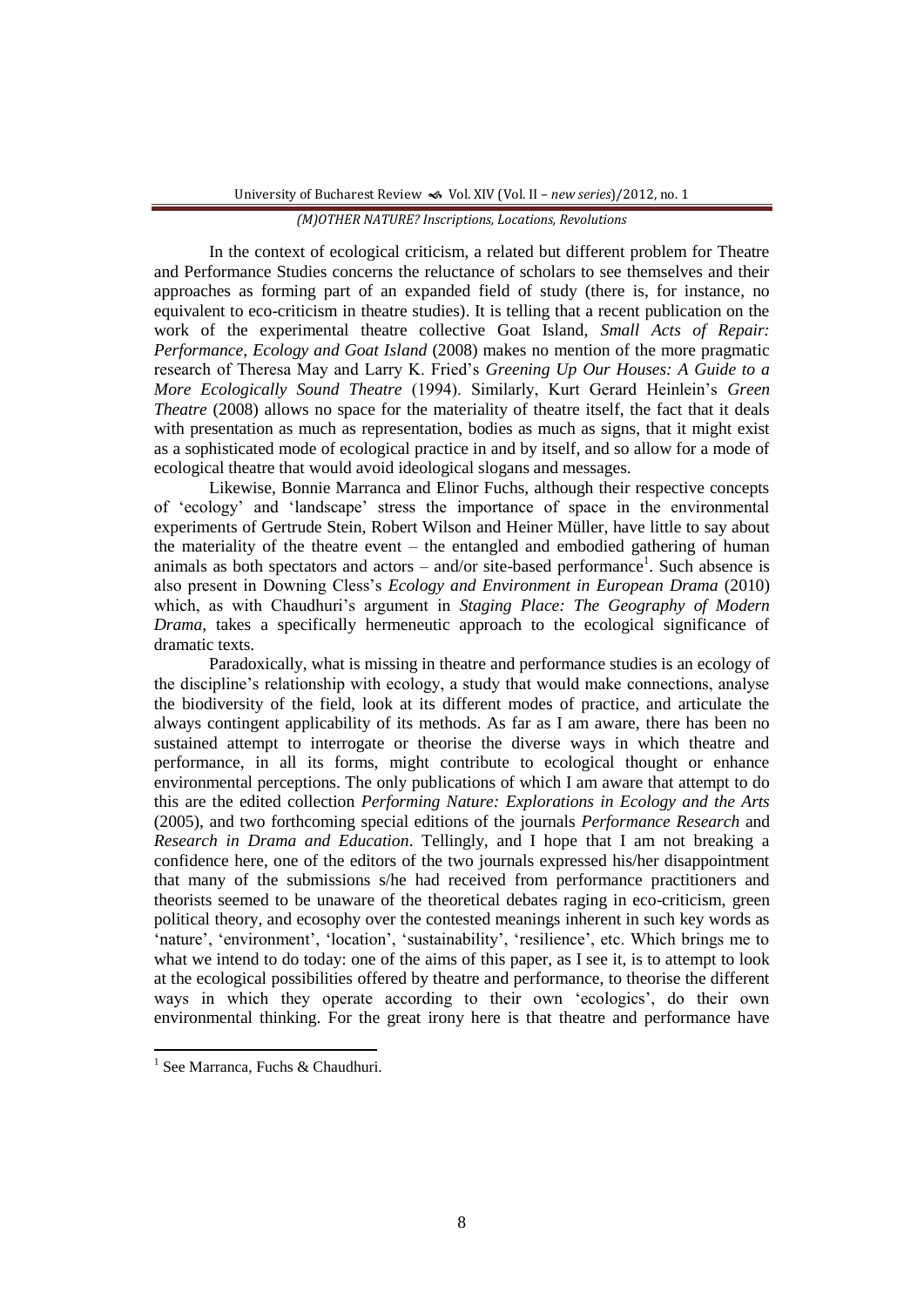In the context of ecological criticism, a related but different problem for Theatre and Performance Studies concerns the reluctance of scholars to see themselves and their approaches as forming part of an expanded field of study (there is, for instance, no equivalent to eco-criticism in theatre studies). It is telling that a recent publication on the work of the experimental theatre collective Goat Island, *Small Acts of Repair: Performance, Ecology and Goat Island* (2008) makes no mention of the more pragmatic research of Theresa May and Larry K. Fried's *Greening Up Our Houses: A Guide to a More Ecologically Sound Theatre* (1994). Similarly, Kurt Gerard Heinlein's *Green Theatre* (2008) allows no space for the materiality of theatre itself, the fact that it deals with presentation as much as representation, bodies as much as signs, that it might exist as a sophisticated mode of ecological practice in and by itself, and so allow for a mode of ecological theatre that would avoid ideological slogans and messages.

Likewise, Bonnie Marranca and Elinor Fuchs, although their respective concepts of 'ecology' and 'landscape' stress the importance of space in the environmental experiments of Gertrude Stein, Robert Wilson and Heiner Müller, have little to say about the materiality of the theatre event – the entangled and embodied gathering of human animals as both spectators and actors – and/or site-based performance[1]. Such absence is also present in Downing Cless's *Ecology and Environment in European Drama* (2010) which, as with Chaudhuri's argument in *Staging Place: The Geography of Modern Drama*, takes a specifically hermeneutic approach to the ecological significance of dramatic texts.

Paradoxically, what is missing in theatre and performance studies is an ecology of the discipline's relationship with ecology, a study that would make connections, analyse the biodiversity of the field, look at its different modes of practice, and articulate the always contingent applicability of its methods. As far as I am aware, there has been no sustained attempt to interrogate or theorise the diverse ways in which theatre and performance, in all its forms, might contribute to ecological thought or enhance environmental perceptions. The only publications of which I am aware that attempt to do this are the edited collection *Performing Nature: Explorations in Ecology and the Arts* (2005), and two forthcoming special editions of the journals *Performance Research* and *Research in Drama and Education*. Tellingly, and I hope that I am not breaking a confidence here, one of the editors of the two journals expressed his/her disappointment that many of the submissions s/he had received from performance practitioners and theorists seemed to be unaware of the theoretical debates raging in eco-criticism, green political theory, and ecosophy over the contested meanings inherent in such key words as 'nature', 'environment', 'location', 'sustainability', 'resilience', etc. Which brings me to what we intend to do today: one of the aims of this paper, as I see it, is to attempt to look at the ecological possibilities offered by theatre and performance, to theorise the different ways in which they operate according to their own 'ecologics', do their own environmental thinking. For the great irony here is that theatre and performance have

---

[1] See Marranca, Fuchs & Chaudhuri.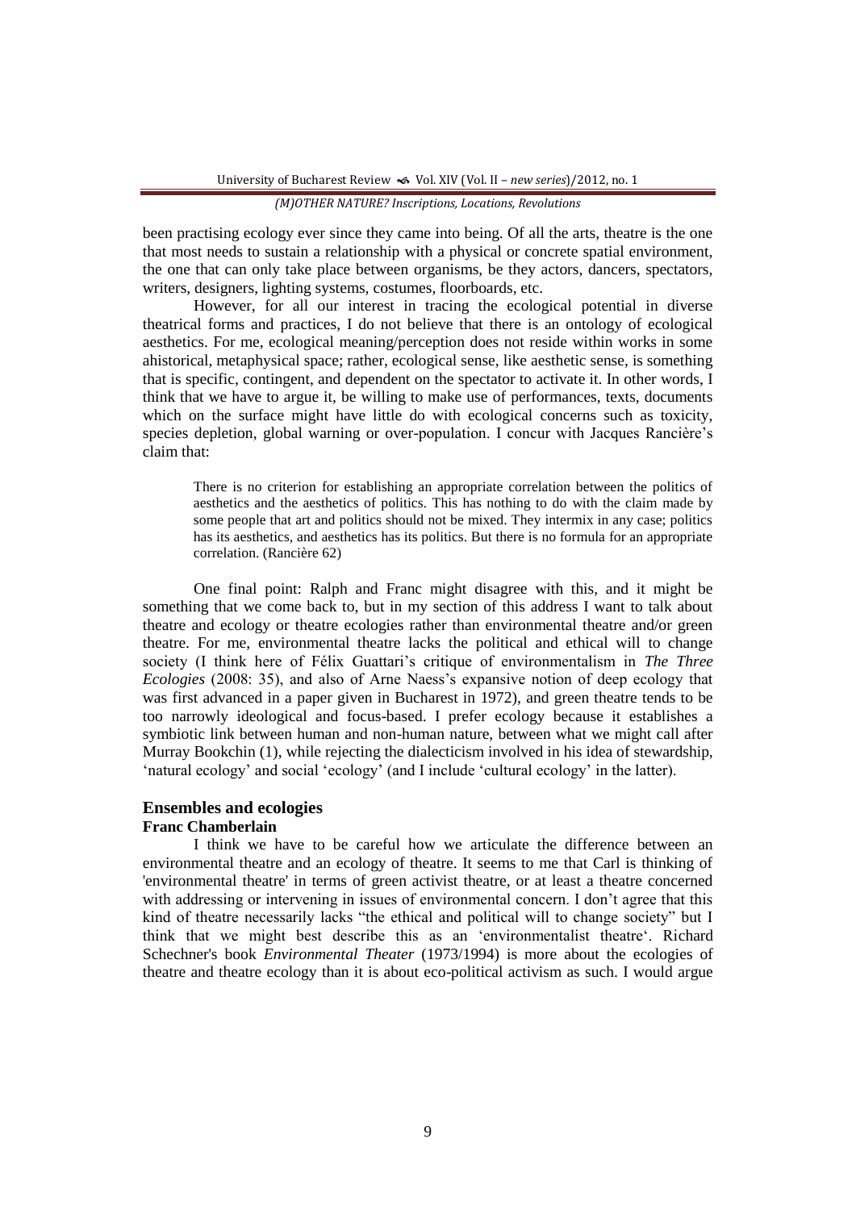been practising ecology ever since they came into being. Of all the arts, theatre is the one that most needs to sustain a relationship with a physical or concrete spatial environment, the one that can only take place between organisms, be they actors, dancers, spectators, writers, designers, lighting systems, costumes, floorboards, etc.

However, for all our interest in tracing the ecological potential in diverse theatrical forms and practices, I do not believe that there is an ontology of ecological aesthetics. For me, ecological meaning/perception does not reside within works in some ahistorical, metaphysical space; rather, ecological sense, like aesthetic sense, is something that is specific, contingent, and dependent on the spectator to activate it. In other words, I think that we have to argue it, be willing to make use of performances, texts, documents which on the surface might have little do with ecological concerns such as toxicity, species depletion, global warning or over-population. I concur with Jacques Rancière's claim that:

> There is no criterion for establishing an appropriate correlation between the politics of aesthetics and the aesthetics of politics. This has nothing to do with the claim made by some people that art and politics should not be mixed. They intermix in any case; politics has its aesthetics, and aesthetics has its politics. But there is no formula for an appropriate correlation. (Rancière 62)

One final point: Ralph and Franc might disagree with this, and it might be something that we come back to, but in my section of this address I want to talk about theatre and ecology or theatre ecologies rather than environmental theatre and/or green theatre. For me, environmental theatre lacks the political and ethical will to change society (I think here of Félix Guattari's critique of environmentalism in *The Three Ecologies* (2008: 35), and also of Arne Naess's expansive notion of deep ecology that was first advanced in a paper given in Bucharest in 1972), and green theatre tends to be too narrowly ideological and focus-based. I prefer ecology because it establishes a symbiotic link between human and non-human nature, between what we might call after Murray Bookchin (1), while rejecting the dialecticism involved in his idea of stewardship, 'natural ecology' and social 'ecology' (and I include 'cultural ecology' in the latter).

## Ensembles and ecologies

**Franc Chamberlain**

I think we have to be careful how we articulate the difference between an environmental theatre and an ecology of theatre. It seems to me that Carl is thinking of 'environmental theatre' in terms of green activist theatre, or at least a theatre concerned with addressing or intervening in issues of environmental concern. I don't agree that this kind of theatre necessarily lacks "the ethical and political will to change society" but I think that we might best describe this as an 'environmentalist theatre'. Richard Schechner's book *Environmental Theater* (1973/1994) is more about the ecologies of theatre and theatre ecology than it is about eco-political activism as such. I would argue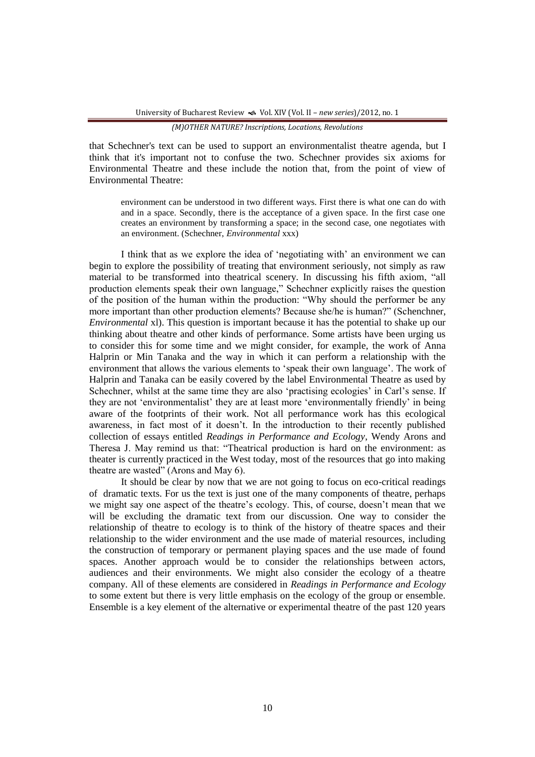that Schechner's text can be used to support an environmentalist theatre agenda, but I think that it's important not to confuse the two. Schechner provides six axioms for Environmental Theatre and these include the notion that, from the point of view of Environmental Theatre:

> environment can be understood in two different ways. First there is what one can do with and in a space. Secondly, there is the acceptance of a given space. In the first case one creates an environment by transforming a space; in the second case, one negotiates with an environment. (Schechner, *Environmental* xxx)

I think that as we explore the idea of 'negotiating with' an environment we can begin to explore the possibility of treating that environment seriously, not simply as raw material to be transformed into theatrical scenery. In discussing his fifth axiom, "all production elements speak their own language," Schechner explicitly raises the question of the position of the human within the production: "Why should the performer be any more important than other production elements? Because she/he is human?" (Schenchner, *Environmental* xl). This question is important because it has the potential to shake up our thinking about theatre and other kinds of performance. Some artists have been urging us to consider this for some time and we might consider, for example, the work of Anna Halprin or Min Tanaka and the way in which it can perform a relationship with the environment that allows the various elements to 'speak their own language'. The work of Halprin and Tanaka can be easily covered by the label Environmental Theatre as used by Schechner, whilst at the same time they are also 'practising ecologies' in Carl's sense. If they are not 'environmentalist' they are at least more 'environmentally friendly' in being aware of the footprints of their work. Not all performance work has this ecological awareness, in fact most of it doesn't. In the introduction to their recently published collection of essays entitled *Readings in Performance and Ecology*, Wendy Arons and Theresa J. May remind us that: "Theatrical production is hard on the environment: as theater is currently practiced in the West today, most of the resources that go into making theatre are wasted" (Arons and May 6).

It should be clear by now that we are not going to focus on eco-critical readings of dramatic texts. For us the text is just one of the many components of theatre, perhaps we might say one aspect of the theatre's ecology. This, of course, doesn't mean that we will be excluding the dramatic text from our discussion. One way to consider the relationship of theatre to ecology is to think of the history of theatre spaces and their relationship to the wider environment and the use made of material resources, including the construction of temporary or permanent playing spaces and the use made of found spaces. Another approach would be to consider the relationships between actors, audiences and their environments. We might also consider the ecology of a theatre company. All of these elements are considered in *Readings in Performance and Ecology* to some extent but there is very little emphasis on the ecology of the group or ensemble. Ensemble is a key element of the alternative or experimental theatre of the past 120 years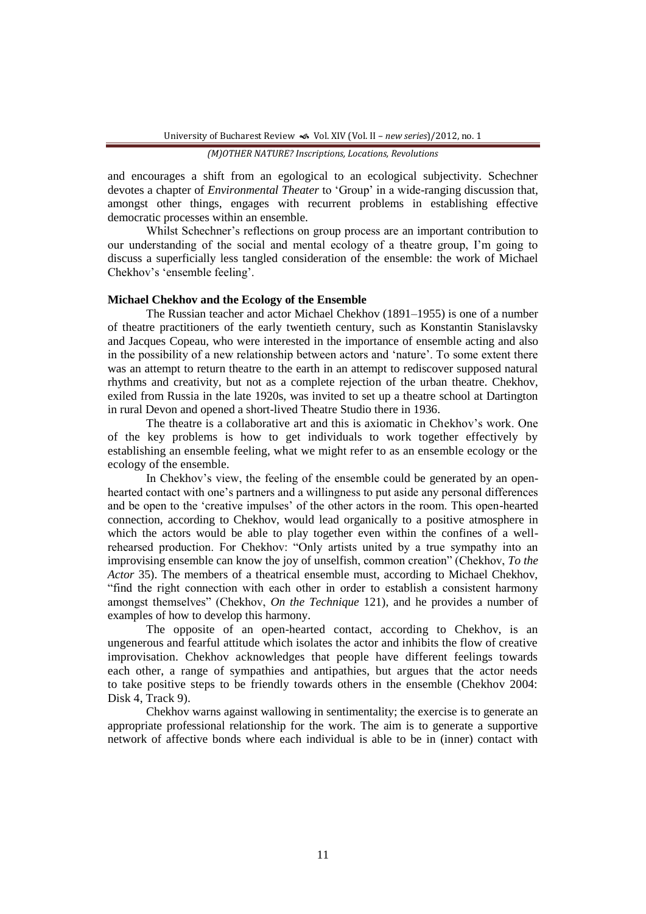and encourages a shift from an egological to an ecological subjectivity. Schechner devotes a chapter of *Environmental Theater* to 'Group' in a wide-ranging discussion that, amongst other things, engages with recurrent problems in establishing effective democratic processes within an ensemble.

Whilst Schechner's reflections on group process are an important contribution to our understanding of the social and mental ecology of a theatre group, I'm going to discuss a superficially less tangled consideration of the ensemble: the work of Michael Chekhov's 'ensemble feeling'.

### Michael Chekhov and the Ecology of the Ensemble

The Russian teacher and actor Michael Chekhov (1891–1955) is one of a number of theatre practitioners of the early twentieth century, such as Konstantin Stanislavsky and Jacques Copeau, who were interested in the importance of ensemble acting and also in the possibility of a new relationship between actors and 'nature'. To some extent there was an attempt to return theatre to the earth in an attempt to rediscover supposed natural rhythms and creativity, but not as a complete rejection of the urban theatre. Chekhov, exiled from Russia in the late 1920s, was invited to set up a theatre school at Dartington in rural Devon and opened a short-lived Theatre Studio there in 1936.

The theatre is a collaborative art and this is axiomatic in Chekhov's work. One of the key problems is how to get individuals to work together effectively by establishing an ensemble feeling, what we might refer to as an ensemble ecology or the ecology of the ensemble.

In Chekhov's view, the feeling of the ensemble could be generated by an open-hearted contact with one's partners and a willingness to put aside any personal differences and be open to the 'creative impulses' of the other actors in the room. This open-hearted connection, according to Chekhov, would lead organically to a positive atmosphere in which the actors would be able to play together even within the confines of a well-rehearsed production. For Chekhov: "Only artists united by a true sympathy into an improvising ensemble can know the joy of unselfish, common creation" (Chekhov, *To the Actor* 35). The members of a theatrical ensemble must, according to Michael Chekhov, "find the right connection with each other in order to establish a consistent harmony amongst themselves" (Chekhov, *On the Technique* 121), and he provides a number of examples of how to develop this harmony.

The opposite of an open-hearted contact, according to Chekhov, is an ungenerous and fearful attitude which isolates the actor and inhibits the flow of creative improvisation. Chekhov acknowledges that people have different feelings towards each other, a range of sympathies and antipathies, but argues that the actor needs to take positive steps to be friendly towards others in the ensemble (Chekhov 2004: Disk 4, Track 9).

Chekhov warns against wallowing in sentimentality; the exercise is to generate an appropriate professional relationship for the work. The aim is to generate a supportive network of affective bonds where each individual is able to be in (inner) contact with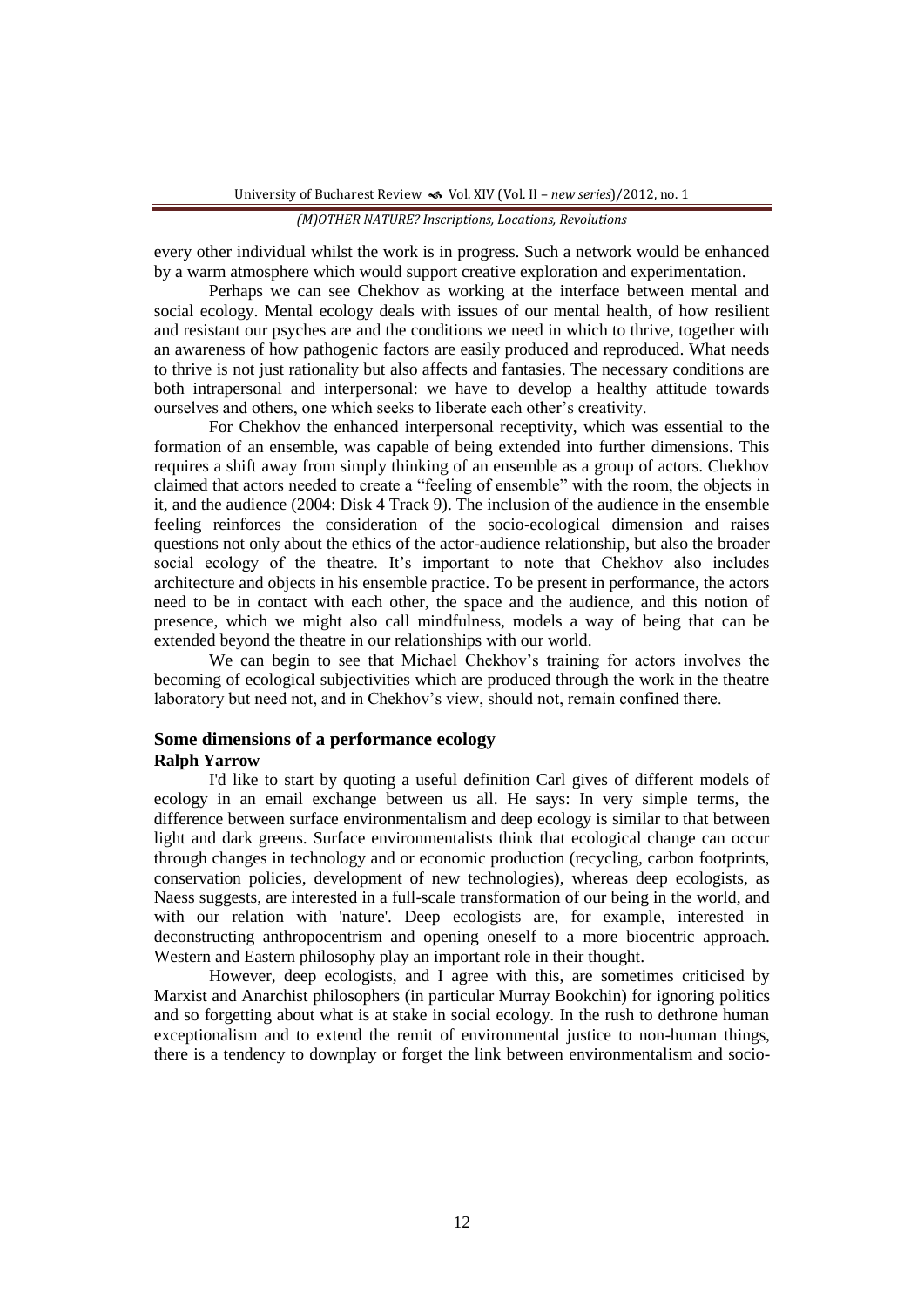every other individual whilst the work is in progress. Such a network would be enhanced by a warm atmosphere which would support creative exploration and experimentation.

Perhaps we can see Chekhov as working at the interface between mental and social ecology. Mental ecology deals with issues of our mental health, of how resilient and resistant our psyches are and the conditions we need in which to thrive, together with an awareness of how pathogenic factors are easily produced and reproduced. What needs to thrive is not just rationality but also affects and fantasies. The necessary conditions are both intrapersonal and interpersonal: we have to develop a healthy attitude towards ourselves and others, one which seeks to liberate each other's creativity.

For Chekhov the enhanced interpersonal receptivity, which was essential to the formation of an ensemble, was capable of being extended into further dimensions. This requires a shift away from simply thinking of an ensemble as a group of actors. Chekhov claimed that actors needed to create a "feeling of ensemble" with the room, the objects in it, and the audience (2004: Disk 4 Track 9). The inclusion of the audience in the ensemble feeling reinforces the consideration of the socio-ecological dimension and raises questions not only about the ethics of the actor-audience relationship, but also the broader social ecology of the theatre. It's important to note that Chekhov also includes architecture and objects in his ensemble practice. To be present in performance, the actors need to be in contact with each other, the space and the audience, and this notion of presence, which we might also call mindfulness, models a way of being that can be extended beyond the theatre in our relationships with our world.

We can begin to see that Michael Chekhov's training for actors involves the becoming of ecological subjectivities which are produced through the work in the theatre laboratory but need not, and in Chekhov's view, should not, remain confined there.

## Some dimensions of a performance ecology

**Ralph Yarrow**

I'd like to start by quoting a useful definition Carl gives of different models of ecology in an email exchange between us all. He says: In very simple terms, the difference between surface environmentalism and deep ecology is similar to that between light and dark greens. Surface environmentalists think that ecological change can occur through changes in technology and or economic production (recycling, carbon footprints, conservation policies, development of new technologies), whereas deep ecologists, as Naess suggests, are interested in a full-scale transformation of our being in the world, and with our relation with 'nature'. Deep ecologists are, for example, interested in deconstructing anthropocentrism and opening oneself to a more biocentric approach. Western and Eastern philosophy play an important role in their thought.

However, deep ecologists, and I agree with this, are sometimes criticised by Marxist and Anarchist philosophers (in particular Murray Bookchin) for ignoring politics and so forgetting about what is at stake in social ecology. In the rush to dethrone human exceptionalism and to extend the remit of environmental justice to non-human things, there is a tendency to downplay or forget the link between environmentalism and socio-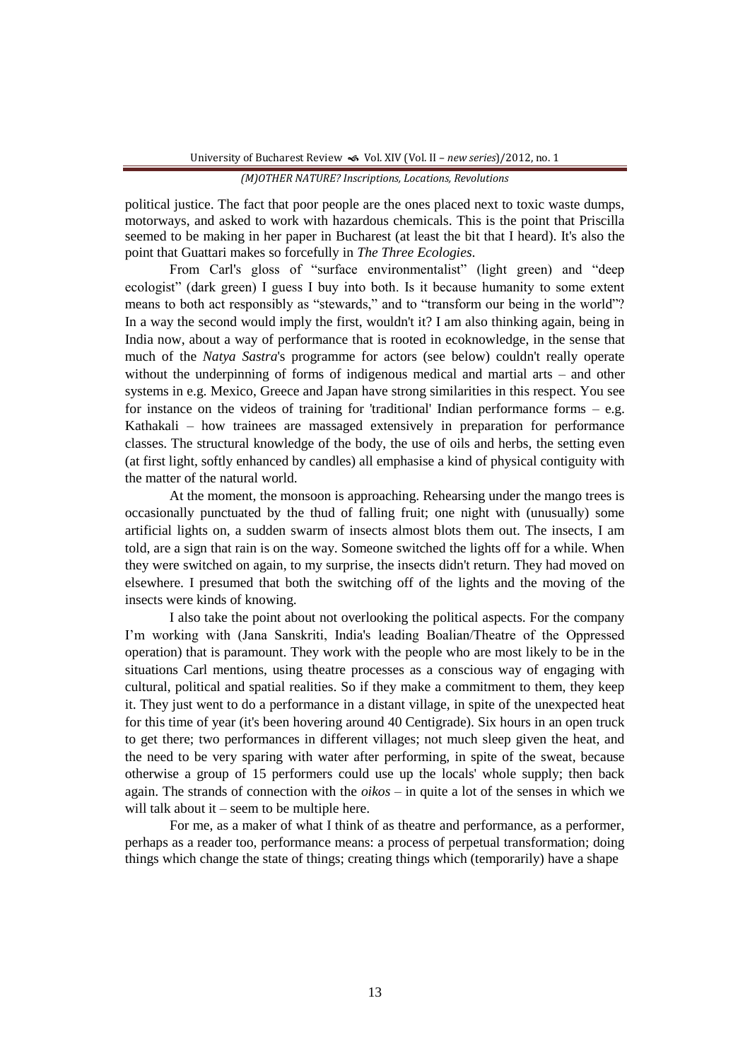political justice. The fact that poor people are the ones placed next to toxic waste dumps, motorways, and asked to work with hazardous chemicals. This is the point that Priscilla seemed to be making in her paper in Bucharest (at least the bit that I heard). It's also the point that Guattari makes so forcefully in *The Three Ecologies*.

From Carl's gloss of "surface environmentalist" (light green) and "deep ecologist" (dark green) I guess I buy into both. Is it because humanity to some extent means to both act responsibly as "stewards," and to "transform our being in the world"? In a way the second would imply the first, wouldn't it? I am also thinking again, being in India now, about a way of performance that is rooted in ecoknowledge, in the sense that much of the *Natya Sastra*'s programme for actors (see below) couldn't really operate without the underpinning of forms of indigenous medical and martial arts – and other systems in e.g. Mexico, Greece and Japan have strong similarities in this respect. You see for instance on the videos of training for 'traditional' Indian performance forms – e.g. Kathakali – how trainees are massaged extensively in preparation for performance classes. The structural knowledge of the body, the use of oils and herbs, the setting even (at first light, softly enhanced by candles) all emphasise a kind of physical contiguity with the matter of the natural world.

At the moment, the monsoon is approaching. Rehearsing under the mango trees is occasionally punctuated by the thud of falling fruit; one night with (unusually) some artificial lights on, a sudden swarm of insects almost blots them out. The insects, I am told, are a sign that rain is on the way. Someone switched the lights off for a while. When they were switched on again, to my surprise, the insects didn't return. They had moved on elsewhere. I presumed that both the switching off of the lights and the moving of the insects were kinds of knowing.

I also take the point about not overlooking the political aspects. For the company I'm working with (Jana Sanskriti, India's leading Boalian/Theatre of the Oppressed operation) that is paramount. They work with the people who are most likely to be in the situations Carl mentions, using theatre processes as a conscious way of engaging with cultural, political and spatial realities. So if they make a commitment to them, they keep it. They just went to do a performance in a distant village, in spite of the unexpected heat for this time of year (it's been hovering around 40 Centigrade). Six hours in an open truck to get there; two performances in different villages; not much sleep given the heat, and the need to be very sparing with water after performing, in spite of the sweat, because otherwise a group of 15 performers could use up the locals' whole supply; then back again. The strands of connection with the *oikos* – in quite a lot of the senses in which we will talk about it – seem to be multiple here.

For me, as a maker of what I think of as theatre and performance, as a performer, perhaps as a reader too, performance means: a process of perpetual transformation; doing things which change the state of things; creating things which (temporarily) have a shape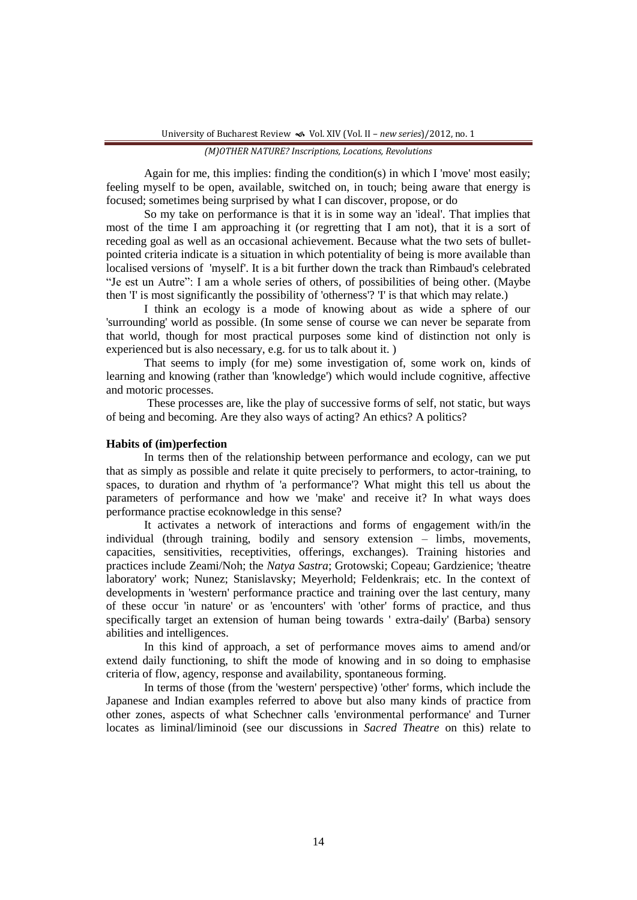Again for me, this implies: finding the condition(s) in which I 'move' most easily; feeling myself to be open, available, switched on, in touch; being aware that energy is focused; sometimes being surprised by what I can discover, propose, or do

So my take on performance is that it is in some way an 'ideal'. That implies that most of the time I am approaching it (or regretting that I am not), that it is a sort of receding goal as well as an occasional achievement. Because what the two sets of bullet-pointed criteria indicate is a situation in which potentiality of being is more available than localised versions of 'myself'. It is a bit further down the track than Rimbaud's celebrated "Je est un Autre": I am a whole series of others, of possibilities of being other. (Maybe then 'I' is most significantly the possibility of 'otherness'? 'I' is that which may relate.)

I think an ecology is a mode of knowing about as wide a sphere of our 'surrounding' world as possible. (In some sense of course we can never be separate from that world, though for most practical purposes some kind of distinction not only is experienced but is also necessary, e.g. for us to talk about it. )

That seems to imply (for me) some investigation of, some work on, kinds of learning and knowing (rather than 'knowledge') which would include cognitive, affective and motoric processes.

These processes are, like the play of successive forms of self, not static, but ways of being and becoming. Are they also ways of acting? An ethics? A politics?

**Habits of (im)perfection**

In terms then of the relationship between performance and ecology, can we put that as simply as possible and relate it quite precisely to performers, to actor-training, to spaces, to duration and rhythm of 'a performance'? What might this tell us about the parameters of performance and how we 'make' and receive it? In what ways does performance practise ecoknowledge in this sense?

It activates a network of interactions and forms of engagement with/in the individual (through training, bodily and sensory extension – limbs, movements, capacities, sensitivities, receptivities, offerings, exchanges). Training histories and practices include Zeami/Noh; the *Natya Sastra*; Grotowski; Copeau; Gardzienice; 'theatre laboratory' work; Nunez; Stanislavsky; Meyerhold; Feldenkrais; etc. In the context of developments in 'western' performance practice and training over the last century, many of these occur 'in nature' or as 'encounters' with 'other' forms of practice, and thus specifically target an extension of human being towards ' extra-daily' (Barba) sensory abilities and intelligences.

In this kind of approach, a set of performance moves aims to amend and/or extend daily functioning, to shift the mode of knowing and in so doing to emphasise criteria of flow, agency, response and availability, spontaneous forming.

In terms of those (from the 'western' perspective) 'other' forms, which include the Japanese and Indian examples referred to above but also many kinds of practice from other zones, aspects of what Schechner calls 'environmental performance' and Turner locates as liminal/liminoid (see our discussions in *Sacred Theatre* on this) relate to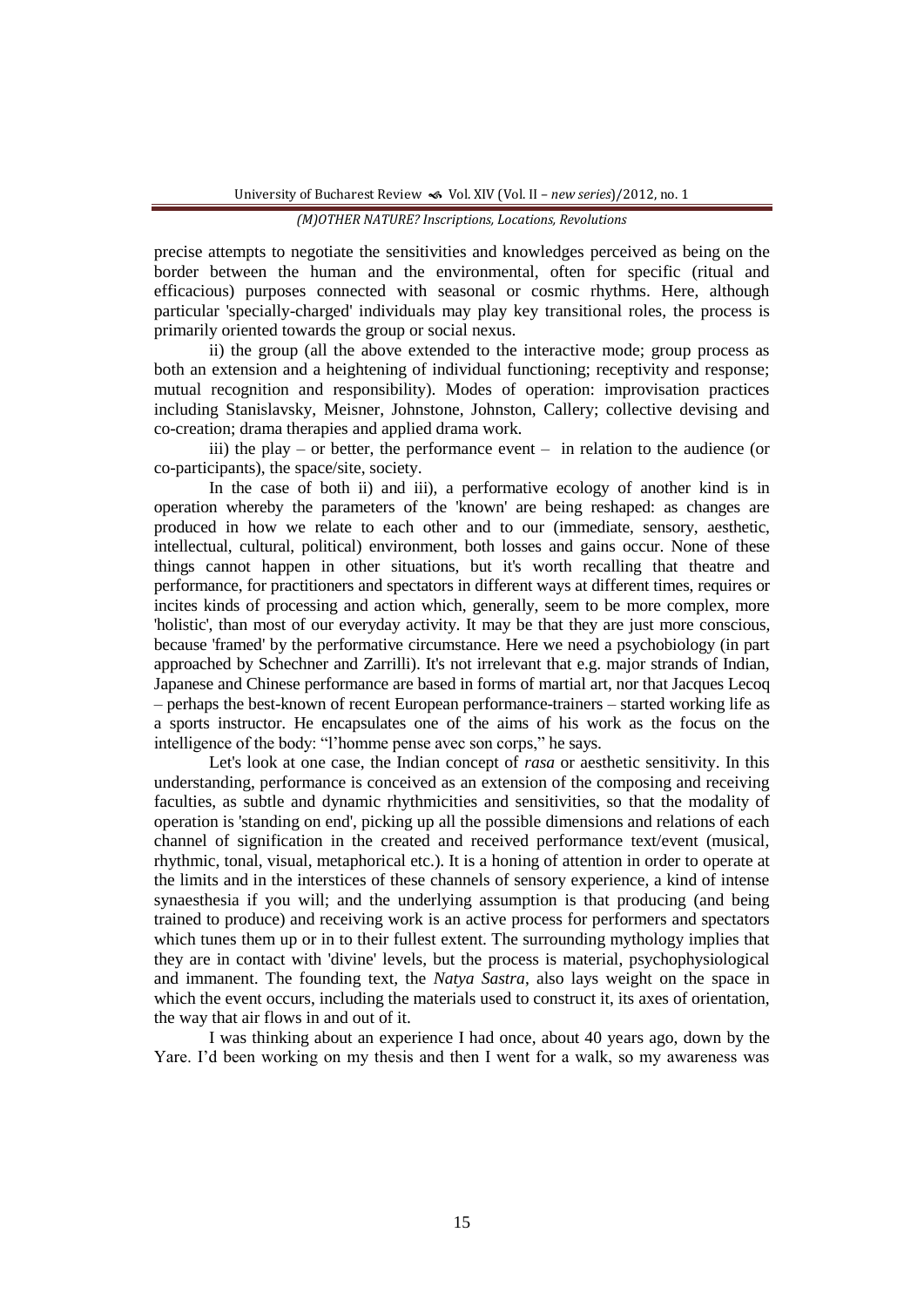precise attempts to negotiate the sensitivities and knowledges perceived as being on the border between the human and the environmental, often for specific (ritual and efficacious) purposes connected with seasonal or cosmic rhythms. Here, although particular 'specially-charged' individuals may play key transitional roles, the process is primarily oriented towards the group or social nexus.

ii) the group (all the above extended to the interactive mode; group process as both an extension and a heightening of individual functioning; receptivity and response; mutual recognition and responsibility). Modes of operation: improvisation practices including Stanislavsky, Meisner, Johnstone, Johnston, Callery; collective devising and co-creation; drama therapies and applied drama work.

iii) the play – or better, the performance event – in relation to the audience (or co-participants), the space/site, society.

In the case of both ii) and iii), a performative ecology of another kind is in operation whereby the parameters of the 'known' are being reshaped: as changes are produced in how we relate to each other and to our (immediate, sensory, aesthetic, intellectual, cultural, political) environment, both losses and gains occur. None of these things cannot happen in other situations, but it's worth recalling that theatre and performance, for practitioners and spectators in different ways at different times, requires or incites kinds of processing and action which, generally, seem to be more complex, more 'holistic', than most of our everyday activity. It may be that they are just more conscious, because 'framed' by the performative circumstance. Here we need a psychobiology (in part approached by Schechner and Zarrilli). It's not irrelevant that e.g. major strands of Indian, Japanese and Chinese performance are based in forms of martial art, nor that Jacques Lecoq – perhaps the best-known of recent European performance-trainers – started working life as a sports instructor. He encapsulates one of the aims of his work as the focus on the intelligence of the body: "l'homme pense avec son corps," he says.

Let's look at one case, the Indian concept of *rasa* or aesthetic sensitivity. In this understanding, performance is conceived as an extension of the composing and receiving faculties, as subtle and dynamic rhythmicities and sensitivities, so that the modality of operation is 'standing on end', picking up all the possible dimensions and relations of each channel of signification in the created and received performance text/event (musical, rhythmic, tonal, visual, metaphorical etc.). It is a honing of attention in order to operate at the limits and in the interstices of these channels of sensory experience, a kind of intense synaesthesia if you will; and the underlying assumption is that producing (and being trained to produce) and receiving work is an active process for performers and spectators which tunes them up or in to their fullest extent. The surrounding mythology implies that they are in contact with 'divine' levels, but the process is material, psychophysiological and immanent. The founding text, the *Natya Sastra*, also lays weight on the space in which the event occurs, including the materials used to construct it, its axes of orientation, the way that air flows in and out of it.

I was thinking about an experience I had once, about 40 years ago, down by the Yare. I'd been working on my thesis and then I went for a walk, so my awareness was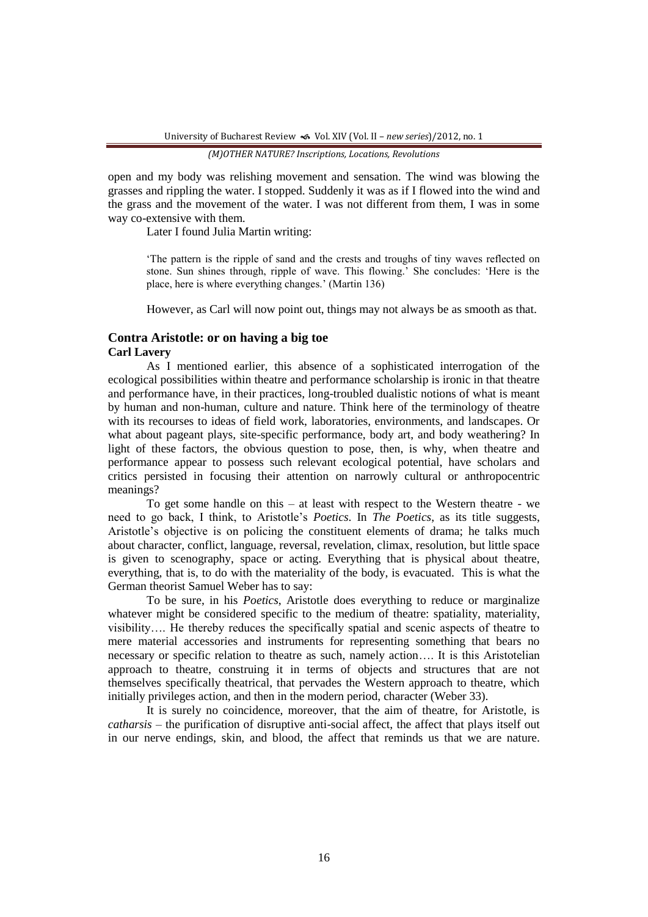open and my body was relishing movement and sensation. The wind was blowing the grasses and rippling the water. I stopped. Suddenly it was as if I flowed into the wind and the grass and the movement of the water. I was not different from them, I was in some way co-extensive with them.

Later I found Julia Martin writing:

> 'The pattern is the ripple of sand and the crests and troughs of tiny waves reflected on stone. Sun shines through, ripple of wave. This flowing.' She concludes: 'Here is the place, here is where everything changes.' (Martin 136)

However, as Carl will now point out, things may not always be as smooth as that.

## Contra Aristotle: or on having a big toe

**Carl Lavery**

As I mentioned earlier, this absence of a sophisticated interrogation of the ecological possibilities within theatre and performance scholarship is ironic in that theatre and performance have, in their practices, long-troubled dualistic notions of what is meant by human and non-human, culture and nature. Think here of the terminology of theatre with its recourses to ideas of field work, laboratories, environments, and landscapes. Or what about pageant plays, site-specific performance, body art, and body weathering? In light of these factors, the obvious question to pose, then, is why, when theatre and performance appear to possess such relevant ecological potential, have scholars and critics persisted in focusing their attention on narrowly cultural or anthropocentric meanings?

To get some handle on this – at least with respect to the Western theatre - we need to go back, I think, to Aristotle's *Poetics*. In *The Poetics*, as its title suggests, Aristotle's objective is on policing the constituent elements of drama; he talks much about character, conflict, language, reversal, revelation, climax, resolution, but little space is given to scenography, space or acting. Everything that is physical about theatre, everything, that is, to do with the materiality of the body, is evacuated. This is what the German theorist Samuel Weber has to say:

To be sure, in his *Poetics*, Aristotle does everything to reduce or marginalize whatever might be considered specific to the medium of theatre: spatiality, materiality, visibility…. He thereby reduces the specifically spatial and scenic aspects of theatre to mere material accessories and instruments for representing something that bears no necessary or specific relation to theatre as such, namely action…. It is this Aristotelian approach to theatre, construing it in terms of objects and structures that are not themselves specifically theatrical, that pervades the Western approach to theatre, which initially privileges action, and then in the modern period, character (Weber 33).

It is surely no coincidence, moreover, that the aim of theatre, for Aristotle, is *catharsis* – the purification of disruptive anti-social affect, the affect that plays itself out in our nerve endings, skin, and blood, the affect that reminds us that we are nature.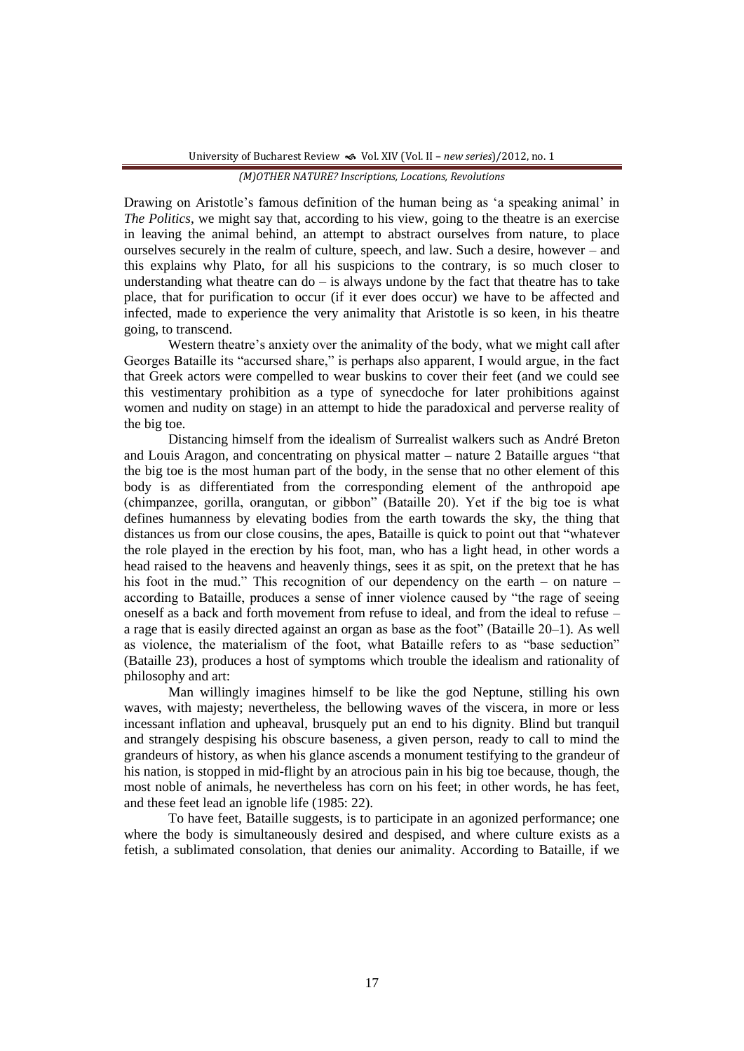Drawing on Aristotle's famous definition of the human being as 'a speaking animal' in *The Politics*, we might say that, according to his view, going to the theatre is an exercise in leaving the animal behind, an attempt to abstract ourselves from nature, to place ourselves securely in the realm of culture, speech, and law. Such a desire, however – and this explains why Plato, for all his suspicions to the contrary, is so much closer to understanding what theatre can do – is always undone by the fact that theatre has to take place, that for purification to occur (if it ever does occur) we have to be affected and infected, made to experience the very animality that Aristotle is so keen, in his theatre going, to transcend.

Western theatre's anxiety over the animality of the body, what we might call after Georges Bataille its "accursed share," is perhaps also apparent, I would argue, in the fact that Greek actors were compelled to wear buskins to cover their feet (and we could see this vestimentary prohibition as a type of synecdoche for later prohibitions against women and nudity on stage) in an attempt to hide the paradoxical and perverse reality of the big toe.

Distancing himself from the idealism of Surrealist walkers such as André Breton and Louis Aragon, and concentrating on physical matter – nature 2 Bataille argues "that the big toe is the most human part of the body, in the sense that no other element of this body is as differentiated from the corresponding element of the anthropoid ape (chimpanzee, gorilla, orangutan, or gibbon" (Bataille 20). Yet if the big toe is what defines humanness by elevating bodies from the earth towards the sky, the thing that distances us from our close cousins, the apes, Bataille is quick to point out that "whatever the role played in the erection by his foot, man, who has a light head, in other words a head raised to the heavens and heavenly things, sees it as spit, on the pretext that he has his foot in the mud." This recognition of our dependency on the earth – on nature – according to Bataille, produces a sense of inner violence caused by "the rage of seeing oneself as a back and forth movement from refuse to ideal, and from the ideal to refuse – a rage that is easily directed against an organ as base as the foot" (Bataille 20–1). As well as violence, the materialism of the foot, what Bataille refers to as "base seduction" (Bataille 23), produces a host of symptoms which trouble the idealism and rationality of philosophy and art:

> Man willingly imagines himself to be like the god Neptune, stilling his own waves, with majesty; nevertheless, the bellowing waves of the viscera, in more or less incessant inflation and upheaval, brusquely put an end to his dignity. Blind but tranquil and strangely despising his obscure baseness, a given person, ready to call to mind the grandeurs of history, as when his glance ascends a monument testifying to the grandeur of his nation, is stopped in mid-flight by an atrocious pain in his big toe because, though, the most noble of animals, he nevertheless has corn on his feet; in other words, he has feet, and these feet lead an ignoble life (1985: 22).

To have feet, Bataille suggests, is to participate in an agonized performance; one where the body is simultaneously desired and despised, and where culture exists as a fetish, a sublimated consolation, that denies our animality. According to Bataille, if we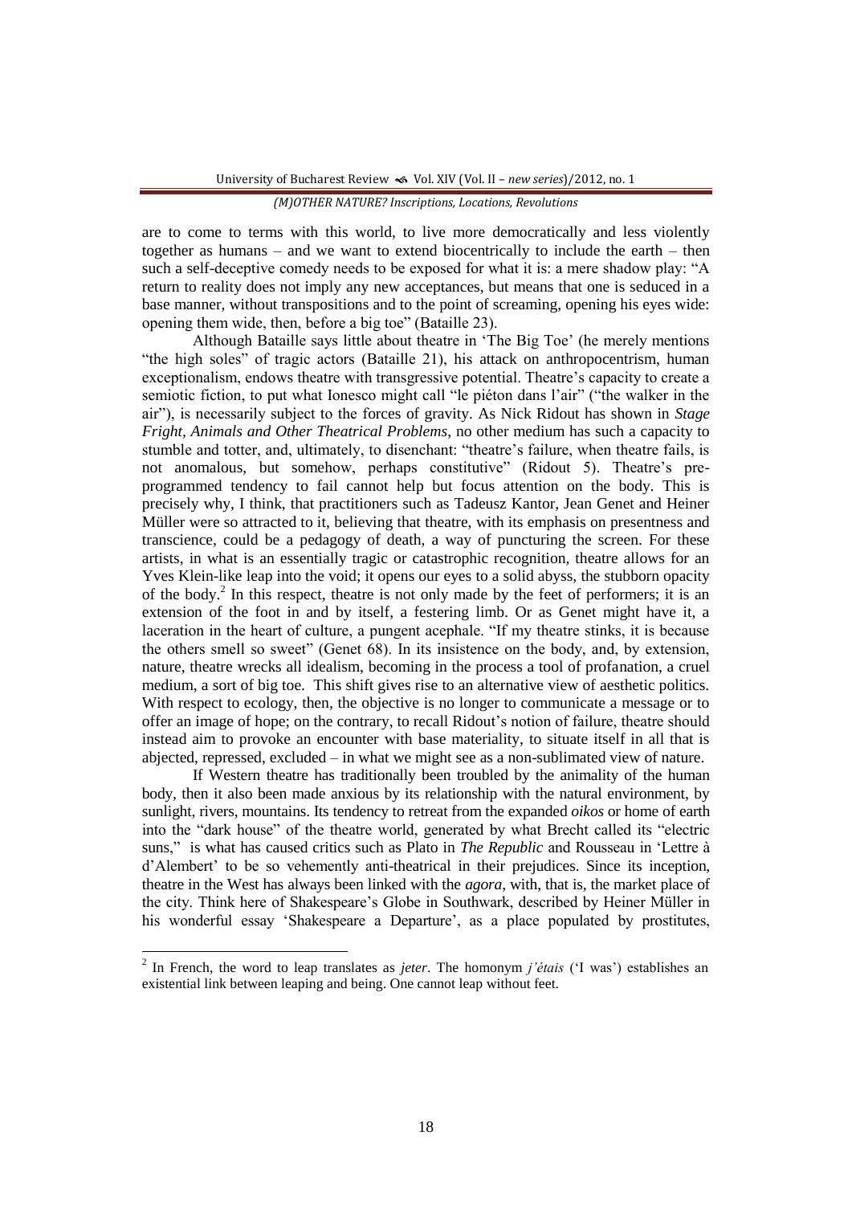are to come to terms with this world, to live more democratically and less violently together as humans – and we want to extend biocentrically to include the earth – then such a self-deceptive comedy needs to be exposed for what it is: a mere shadow play: "A return to reality does not imply any new acceptances, but means that one is seduced in a base manner, without transpositions and to the point of screaming, opening his eyes wide: opening them wide, then, before a big toe" (Bataille 23).

Although Bataille says little about theatre in 'The Big Toe' (he merely mentions "the high soles" of tragic actors (Bataille 21), his attack on anthropocentrism, human exceptionalism, endows theatre with transgressive potential. Theatre's capacity to create a semiotic fiction, to put what Ionesco might call "le piéton dans l'air" ("the walker in the air"), is necessarily subject to the forces of gravity. As Nick Ridout has shown in *Stage Fright, Animals and Other Theatrical Problems*, no other medium has such a capacity to stumble and totter, and, ultimately, to disenchant: "theatre's failure, when theatre fails, is not anomalous, but somehow, perhaps constitutive" (Ridout 5). Theatre's pre-programmed tendency to fail cannot help but focus attention on the body. This is precisely why, I think, that practitioners such as Tadeusz Kantor, Jean Genet and Heiner Müller were so attracted to it, believing that theatre, with its emphasis on presentness and transcience, could be a pedagogy of death, a way of puncturing the screen. For these artists, in what is an essentially tragic or catastrophic recognition, theatre allows for an Yves Klein-like leap into the void; it opens our eyes to a solid abyss, the stubborn opacity of the body.[2] In this respect, theatre is not only made by the feet of performers; it is an extension of the foot in and by itself, a festering limb. Or as Genet might have it, a laceration in the heart of culture, a pungent acephale. "If my theatre stinks, it is because the others smell so sweet" (Genet 68). In its insistence on the body, and, by extension, nature, theatre wrecks all idealism, becoming in the process a tool of profanation, a cruel medium, a sort of big toe. This shift gives rise to an alternative view of aesthetic politics. With respect to ecology, then, the objective is no longer to communicate a message or to offer an image of hope; on the contrary, to recall Ridout's notion of failure, theatre should instead aim to provoke an encounter with base materiality, to situate itself in all that is abjected, repressed, excluded – in what we might see as a non-sublimated view of nature.

If Western theatre has traditionally been troubled by the animality of the human body, then it also been made anxious by its relationship with the natural environment, by sunlight, rivers, mountains. Its tendency to retreat from the expanded *oikos* or home of earth into the "dark house" of the theatre world, generated by what Brecht called its "electric suns," is what has caused critics such as Plato in *The Republic* and Rousseau in 'Lettre à d'Alembert' to be so vehemently anti-theatrical in their prejudices. Since its inception, theatre in the West has always been linked with the *agora*, with, that is, the market place of the city. Think here of Shakespeare's Globe in Southwark, described by Heiner Müller in his wonderful essay 'Shakespeare a Departure', as a place populated by prostitutes,

---

[2] In French, the word to leap translates as *jeter*. The homonym *j'étais* ('I was') establishes an existential link between leaping and being. One cannot leap without feet.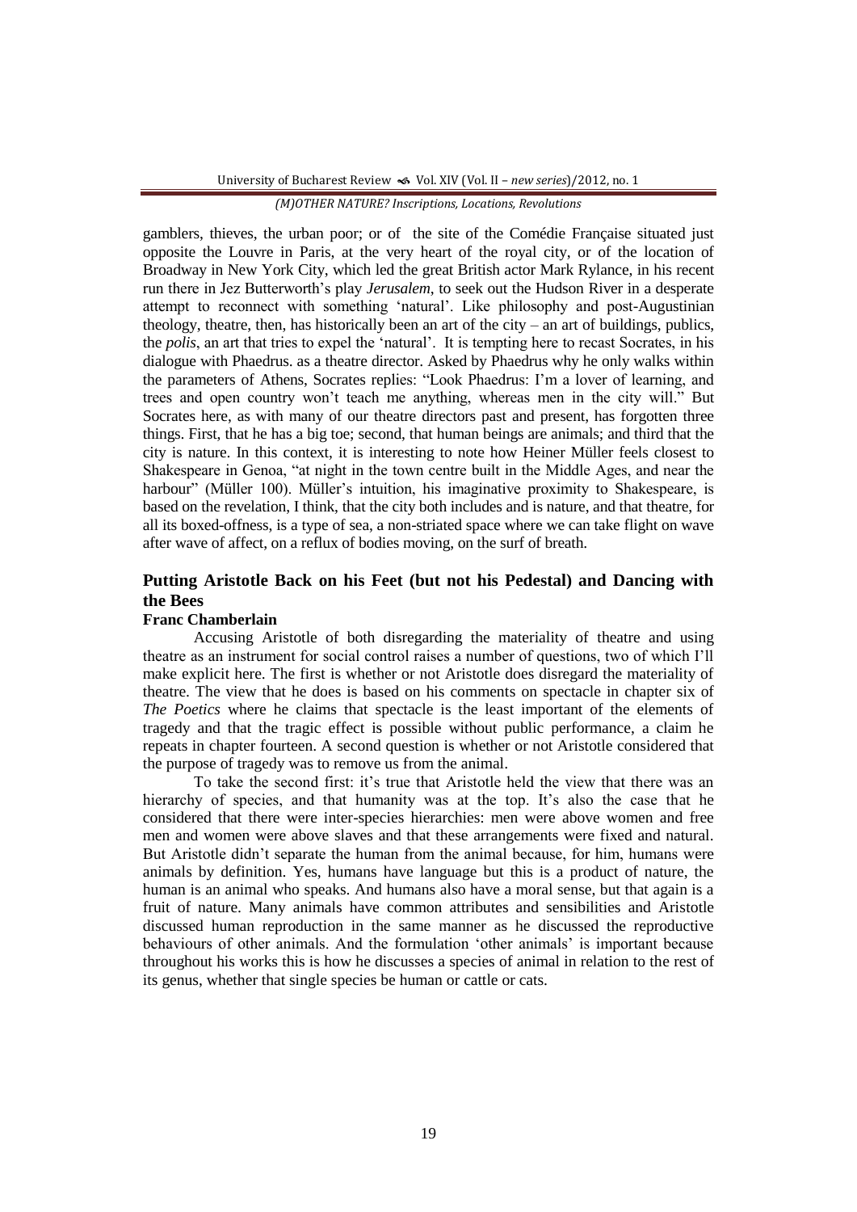gamblers, thieves, the urban poor; or of the site of the Comédie Française situated just opposite the Louvre in Paris, at the very heart of the royal city, or of the location of Broadway in New York City, which led the great British actor Mark Rylance, in his recent run there in Jez Butterworth's play *Jerusalem*, to seek out the Hudson River in a desperate attempt to reconnect with something 'natural'. Like philosophy and post-Augustinian theology, theatre, then, has historically been an art of the city – an art of buildings, publics, the *polis*, an art that tries to expel the 'natural'. It is tempting here to recast Socrates, in his dialogue with Phaedrus. as a theatre director. Asked by Phaedrus why he only walks within the parameters of Athens, Socrates replies: "Look Phaedrus: I'm a lover of learning, and trees and open country won't teach me anything, whereas men in the city will." But Socrates here, as with many of our theatre directors past and present, has forgotten three things. First, that he has a big toe; second, that human beings are animals; and third that the city is nature. In this context, it is interesting to note how Heiner Müller feels closest to Shakespeare in Genoa, "at night in the town centre built in the Middle Ages, and near the harbour" (Müller 100). Müller's intuition, his imaginative proximity to Shakespeare, is based on the revelation, I think, that the city both includes and is nature, and that theatre, for all its boxed-offness, is a type of sea, a non-striated space where we can take flight on wave after wave of affect, on a reflux of bodies moving, on the surf of breath.

## Putting Aristotle Back on his Feet (but not his Pedestal) and Dancing with the Bees

**Franc Chamberlain**

Accusing Aristotle of both disregarding the materiality of theatre and using theatre as an instrument for social control raises a number of questions, two of which I'll make explicit here. The first is whether or not Aristotle does disregard the materiality of theatre. The view that he does is based on his comments on spectacle in chapter six of *The Poetics* where he claims that spectacle is the least important of the elements of tragedy and that the tragic effect is possible without public performance, a claim he repeats in chapter fourteen. A second question is whether or not Aristotle considered that the purpose of tragedy was to remove us from the animal.

To take the second first: it's true that Aristotle held the view that there was an hierarchy of species, and that humanity was at the top. It's also the case that he considered that there were inter-species hierarchies: men were above women and free men and women were above slaves and that these arrangements were fixed and natural. But Aristotle didn't separate the human from the animal because, for him, humans were animals by definition. Yes, humans have language but this is a product of nature, the human is an animal who speaks. And humans also have a moral sense, but that again is a fruit of nature. Many animals have common attributes and sensibilities and Aristotle discussed human reproduction in the same manner as he discussed the reproductive behaviours of other animals. And the formulation 'other animals' is important because throughout his works this is how he discusses a species of animal in relation to the rest of its genus, whether that single species be human or cattle or cats.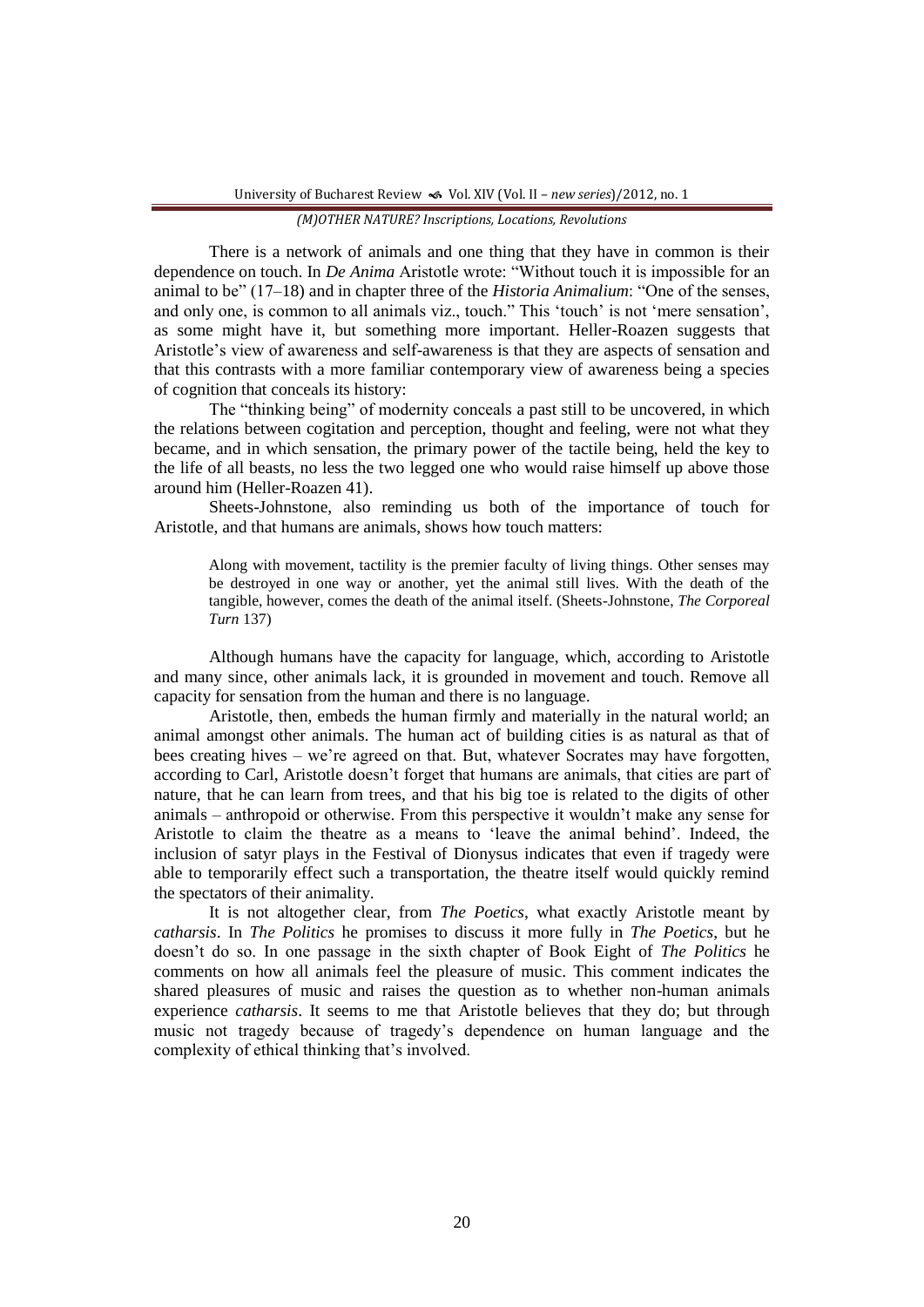There is a network of animals and one thing that they have in common is their dependence on touch. In *De Anima* Aristotle wrote: "Without touch it is impossible for an animal to be" (17–18) and in chapter three of the *Historia Animalium*: "One of the senses, and only one, is common to all animals viz., touch." This 'touch' is not 'mere sensation', as some might have it, but something more important. Heller-Roazen suggests that Aristotle's view of awareness and self-awareness is that they are aspects of sensation and that this contrasts with a more familiar contemporary view of awareness being a species of cognition that conceals its history:

The "thinking being" of modernity conceals a past still to be uncovered, in which the relations between cogitation and perception, thought and feeling, were not what they became, and in which sensation, the primary power of the tactile being, held the key to the life of all beasts, no less the two legged one who would raise himself up above those around him (Heller-Roazen 41).

Sheets-Johnstone, also reminding us both of the importance of touch for Aristotle, and that humans are animals, shows how touch matters:

> Along with movement, tactility is the premier faculty of living things. Other senses may be destroyed in one way or another, yet the animal still lives. With the death of the tangible, however, comes the death of the animal itself. (Sheets-Johnstone, *The Corporeal Turn* 137)

Although humans have the capacity for language, which, according to Aristotle and many since, other animals lack, it is grounded in movement and touch. Remove all capacity for sensation from the human and there is no language.

Aristotle, then, embeds the human firmly and materially in the natural world; an animal amongst other animals. The human act of building cities is as natural as that of bees creating hives – we're agreed on that. But, whatever Socrates may have forgotten, according to Carl, Aristotle doesn't forget that humans are animals, that cities are part of nature, that he can learn from trees, and that his big toe is related to the digits of other animals – anthropoid or otherwise. From this perspective it wouldn't make any sense for Aristotle to claim the theatre as a means to 'leave the animal behind'. Indeed, the inclusion of satyr plays in the Festival of Dionysus indicates that even if tragedy were able to temporarily effect such a transportation, the theatre itself would quickly remind the spectators of their animality.

It is not altogether clear, from *The Poetics*, what exactly Aristotle meant by *catharsis*. In *The Politics* he promises to discuss it more fully in *The Poetics*, but he doesn't do so. In one passage in the sixth chapter of Book Eight of *The Politics* he comments on how all animals feel the pleasure of music. This comment indicates the shared pleasures of music and raises the question as to whether non-human animals experience *catharsis*. It seems to me that Aristotle believes that they do; but through music not tragedy because of tragedy's dependence on human language and the complexity of ethical thinking that's involved.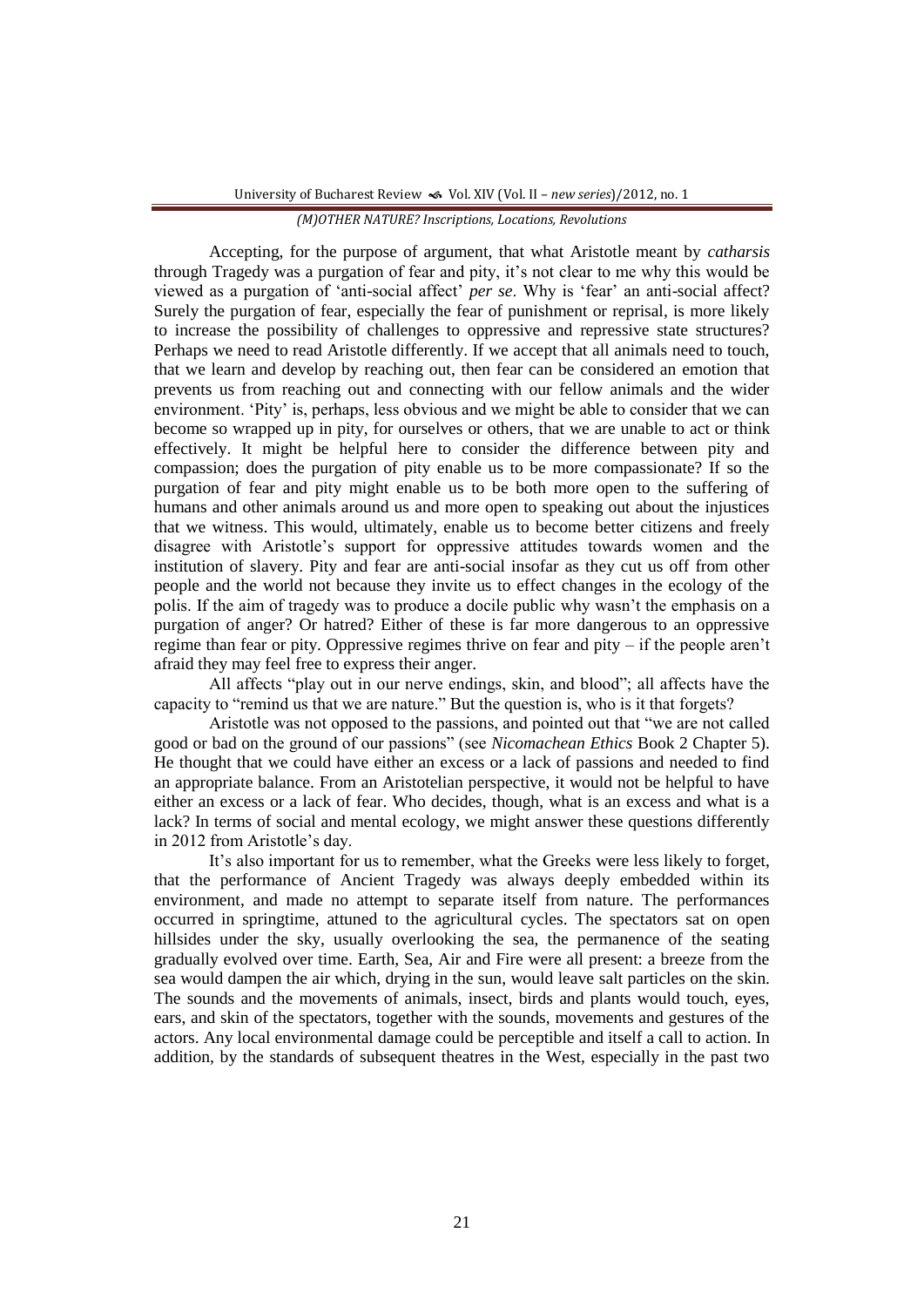Accepting, for the purpose of argument, that what Aristotle meant by *catharsis* through Tragedy was a purgation of fear and pity, it's not clear to me why this would be viewed as a purgation of 'anti-social affect' *per se*. Why is 'fear' an anti-social affect? Surely the purgation of fear, especially the fear of punishment or reprisal, is more likely to increase the possibility of challenges to oppressive and repressive state structures? Perhaps we need to read Aristotle differently. If we accept that all animals need to touch, that we learn and develop by reaching out, then fear can be considered an emotion that prevents us from reaching out and connecting with our fellow animals and the wider environment. 'Pity' is, perhaps, less obvious and we might be able to consider that we can become so wrapped up in pity, for ourselves or others, that we are unable to act or think effectively. It might be helpful here to consider the difference between pity and compassion; does the purgation of pity enable us to be more compassionate? If so the purgation of fear and pity might enable us to be both more open to the suffering of humans and other animals around us and more open to speaking out about the injustices that we witness. This would, ultimately, enable us to become better citizens and freely disagree with Aristotle's support for oppressive attitudes towards women and the institution of slavery. Pity and fear are anti-social insofar as they cut us off from other people and the world not because they invite us to effect changes in the ecology of the polis. If the aim of tragedy was to produce a docile public why wasn't the emphasis on a purgation of anger? Or hatred? Either of these is far more dangerous to an oppressive regime than fear or pity. Oppressive regimes thrive on fear and pity – if the people aren't afraid they may feel free to express their anger.

All affects "play out in our nerve endings, skin, and blood"; all affects have the capacity to "remind us that we are nature." But the question is, who is it that forgets?

Aristotle was not opposed to the passions, and pointed out that "we are not called good or bad on the ground of our passions" (see *Nicomachean Ethics* Book 2 Chapter 5). He thought that we could have either an excess or a lack of passions and needed to find an appropriate balance. From an Aristotelian perspective, it would not be helpful to have either an excess or a lack of fear. Who decides, though, what is an excess and what is a lack? In terms of social and mental ecology, we might answer these questions differently in 2012 from Aristotle's day.

It's also important for us to remember, what the Greeks were less likely to forget, that the performance of Ancient Tragedy was always deeply embedded within its environment, and made no attempt to separate itself from nature. The performances occurred in springtime, attuned to the agricultural cycles. The spectators sat on open hillsides under the sky, usually overlooking the sea, the permanence of the seating gradually evolved over time. Earth, Sea, Air and Fire were all present: a breeze from the sea would dampen the air which, drying in the sun, would leave salt particles on the skin. The sounds and the movements of animals, insect, birds and plants would touch, eyes, ears, and skin of the spectators, together with the sounds, movements and gestures of the actors. Any local environmental damage could be perceptible and itself a call to action. In addition, by the standards of subsequent theatres in the West, especially in the past two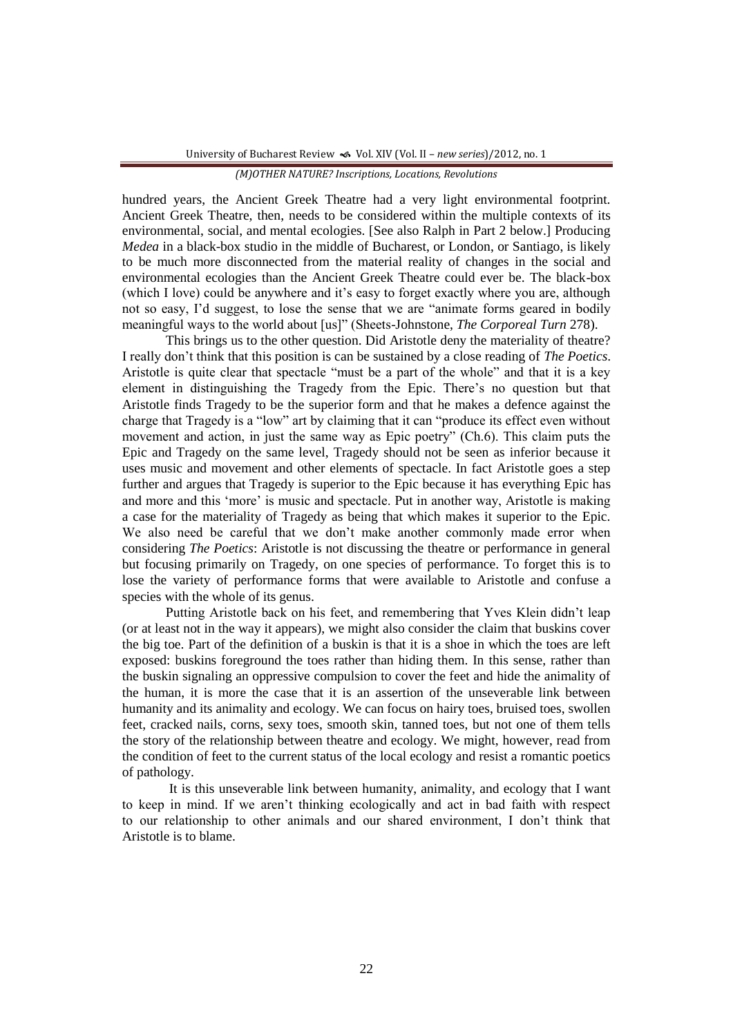hundred years, the Ancient Greek Theatre had a very light environmental footprint. Ancient Greek Theatre, then, needs to be considered within the multiple contexts of its environmental, social, and mental ecologies. [See also Ralph in Part 2 below.] Producing *Medea* in a black-box studio in the middle of Bucharest, or London, or Santiago, is likely to be much more disconnected from the material reality of changes in the social and environmental ecologies than the Ancient Greek Theatre could ever be. The black-box (which I love) could be anywhere and it's easy to forget exactly where you are, although not so easy, I'd suggest, to lose the sense that we are "animate forms geared in bodily meaningful ways to the world about [us]" (Sheets-Johnstone, *The Corporeal Turn* 278).

This brings us to the other question. Did Aristotle deny the materiality of theatre? I really don't think that this position is can be sustained by a close reading of *The Poetics*. Aristotle is quite clear that spectacle "must be a part of the whole" and that it is a key element in distinguishing the Tragedy from the Epic. There's no question but that Aristotle finds Tragedy to be the superior form and that he makes a defence against the charge that Tragedy is a "low" art by claiming that it can "produce its effect even without movement and action, in just the same way as Epic poetry" (Ch.6). This claim puts the Epic and Tragedy on the same level, Tragedy should not be seen as inferior because it uses music and movement and other elements of spectacle. In fact Aristotle goes a step further and argues that Tragedy is superior to the Epic because it has everything Epic has and more and this 'more' is music and spectacle. Put in another way, Aristotle is making a case for the materiality of Tragedy as being that which makes it superior to the Epic. We also need be careful that we don't make another commonly made error when considering *The Poetics*: Aristotle is not discussing the theatre or performance in general but focusing primarily on Tragedy, on one species of performance. To forget this is to lose the variety of performance forms that were available to Aristotle and confuse a species with the whole of its genus.

Putting Aristotle back on his feet, and remembering that Yves Klein didn't leap (or at least not in the way it appears), we might also consider the claim that buskins cover the big toe. Part of the definition of a buskin is that it is a shoe in which the toes are left exposed: buskins foreground the toes rather than hiding them. In this sense, rather than the buskin signaling an oppressive compulsion to cover the feet and hide the animality of the human, it is more the case that it is an assertion of the unseverable link between humanity and its animality and ecology. We can focus on hairy toes, bruised toes, swollen feet, cracked nails, corns, sexy toes, smooth skin, tanned toes, but not one of them tells the story of the relationship between theatre and ecology. We might, however, read from the condition of feet to the current status of the local ecology and resist a romantic poetics of pathology.

It is this unseverable link between humanity, animality, and ecology that I want to keep in mind. If we aren't thinking ecologically and act in bad faith with respect to our relationship to other animals and our shared environment, I don't think that Aristotle is to blame.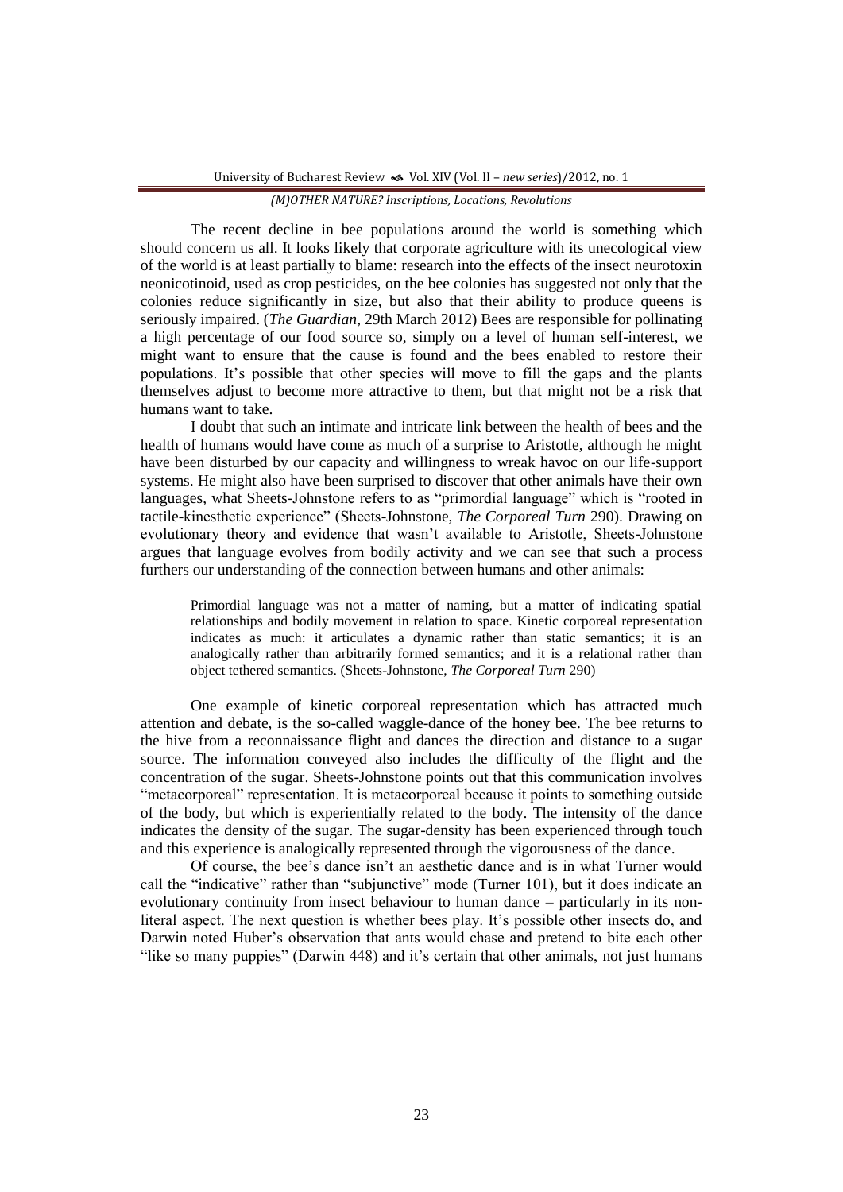The recent decline in bee populations around the world is something which should concern us all. It looks likely that corporate agriculture with its unecological view of the world is at least partially to blame: research into the effects of the insect neurotoxin neonicotinoid, used as crop pesticides, on the bee colonies has suggested not only that the colonies reduce significantly in size, but also that their ability to produce queens is seriously impaired. (*The Guardian*, 29th March 2012) Bees are responsible for pollinating a high percentage of our food source so, simply on a level of human self-interest, we might want to ensure that the cause is found and the bees enabled to restore their populations. It's possible that other species will move to fill the gaps and the plants themselves adjust to become more attractive to them, but that might not be a risk that humans want to take.

I doubt that such an intimate and intricate link between the health of bees and the health of humans would have come as much of a surprise to Aristotle, although he might have been disturbed by our capacity and willingness to wreak havoc on our life-support systems. He might also have been surprised to discover that other animals have their own languages, what Sheets-Johnstone refers to as "primordial language" which is "rooted in tactile-kinesthetic experience" (Sheets-Johnstone, *The Corporeal Turn* 290). Drawing on evolutionary theory and evidence that wasn't available to Aristotle, Sheets-Johnstone argues that language evolves from bodily activity and we can see that such a process furthers our understanding of the connection between humans and other animals:

> Primordial language was not a matter of naming, but a matter of indicating spatial relationships and bodily movement in relation to space. Kinetic corporeal representation indicates as much: it articulates a dynamic rather than static semantics; it is an analogically rather than arbitrarily formed semantics; and it is a relational rather than object tethered semantics. (Sheets-Johnstone, *The Corporeal Turn* 290)

One example of kinetic corporeal representation which has attracted much attention and debate, is the so-called waggle-dance of the honey bee. The bee returns to the hive from a reconnaissance flight and dances the direction and distance to a sugar source. The information conveyed also includes the difficulty of the flight and the concentration of the sugar. Sheets-Johnstone points out that this communication involves "metacorporeal" representation. It is metacorporeal because it points to something outside of the body, but which is experientially related to the body. The intensity of the dance indicates the density of the sugar. The sugar-density has been experienced through touch and this experience is analogically represented through the vigorousness of the dance.

Of course, the bee's dance isn't an aesthetic dance and is in what Turner would call the "indicative" rather than "subjunctive" mode (Turner 101), but it does indicate an evolutionary continuity from insect behaviour to human dance – particularly in its non-literal aspect. The next question is whether bees play. It's possible other insects do, and Darwin noted Huber's observation that ants would chase and pretend to bite each other "like so many puppies" (Darwin 448) and it's certain that other animals, not just humans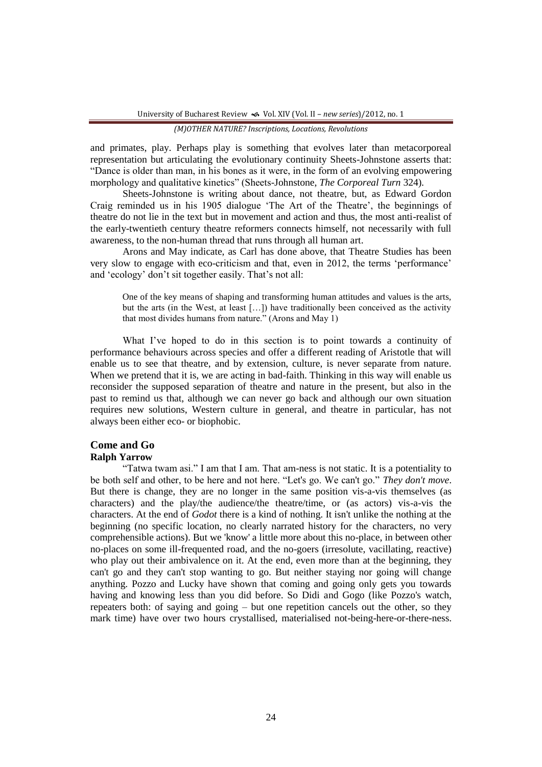and primates, play. Perhaps play is something that evolves later than metacorporeal representation but articulating the evolutionary continuity Sheets-Johnstone asserts that: "Dance is older than man, in his bones as it were, in the form of an evolving empowering morphology and qualitative kinetics" (Sheets-Johnstone, *The Corporeal Turn* 324).

Sheets-Johnstone is writing about dance, not theatre, but, as Edward Gordon Craig reminded us in his 1905 dialogue 'The Art of the Theatre', the beginnings of theatre do not lie in the text but in movement and action and thus, the most anti-realist of the early-twentieth century theatre reformers connects himself, not necessarily with full awareness, to the non-human thread that runs through all human art.

Arons and May indicate, as Carl has done above, that Theatre Studies has been very slow to engage with eco-criticism and that, even in 2012, the terms 'performance' and 'ecology' don't sit together easily. That's not all:

> One of the key means of shaping and transforming human attitudes and values is the arts, but the arts (in the West, at least […]) have traditionally been conceived as the activity that most divides humans from nature." (Arons and May 1)

What I've hoped to do in this section is to point towards a continuity of performance behaviours across species and offer a different reading of Aristotle that will enable us to see that theatre, and by extension, culture, is never separate from nature. When we pretend that it is, we are acting in bad-faith. Thinking in this way will enable us reconsider the supposed separation of theatre and nature in the present, but also in the past to remind us that, although we can never go back and although our own situation requires new solutions, Western culture in general, and theatre in particular, has not always been either eco- or biophobic.

## Come and Go

**Ralph Yarrow**

"Tatwa twam asi." I am that I am. That am-ness is not static. It is a potentiality to be both self and other, to be here and not here. "Let's go. We can't go." *They don't move*. But there is change, they are no longer in the same position vis-a-vis themselves (as characters) and the play/the audience/the theatre/time, or (as actors) vis-a-vis the characters. At the end of *Godot* there is a kind of nothing. It isn't unlike the nothing at the beginning (no specific location, no clearly narrated history for the characters, no very comprehensible actions). But we 'know' a little more about this no-place, in between other no-places on some ill-frequented road, and the no-goers (irresolute, vacillating, reactive) who play out their ambivalence on it. At the end, even more than at the beginning, they can't go and they can't stop wanting to go. But neither staying nor going will change anything. Pozzo and Lucky have shown that coming and going only gets you towards having and knowing less than you did before. So Didi and Gogo (like Pozzo's watch, repeaters both: of saying and going – but one repetition cancels out the other, so they mark time) have over two hours crystallised, materialised not-being-here-or-there-ness.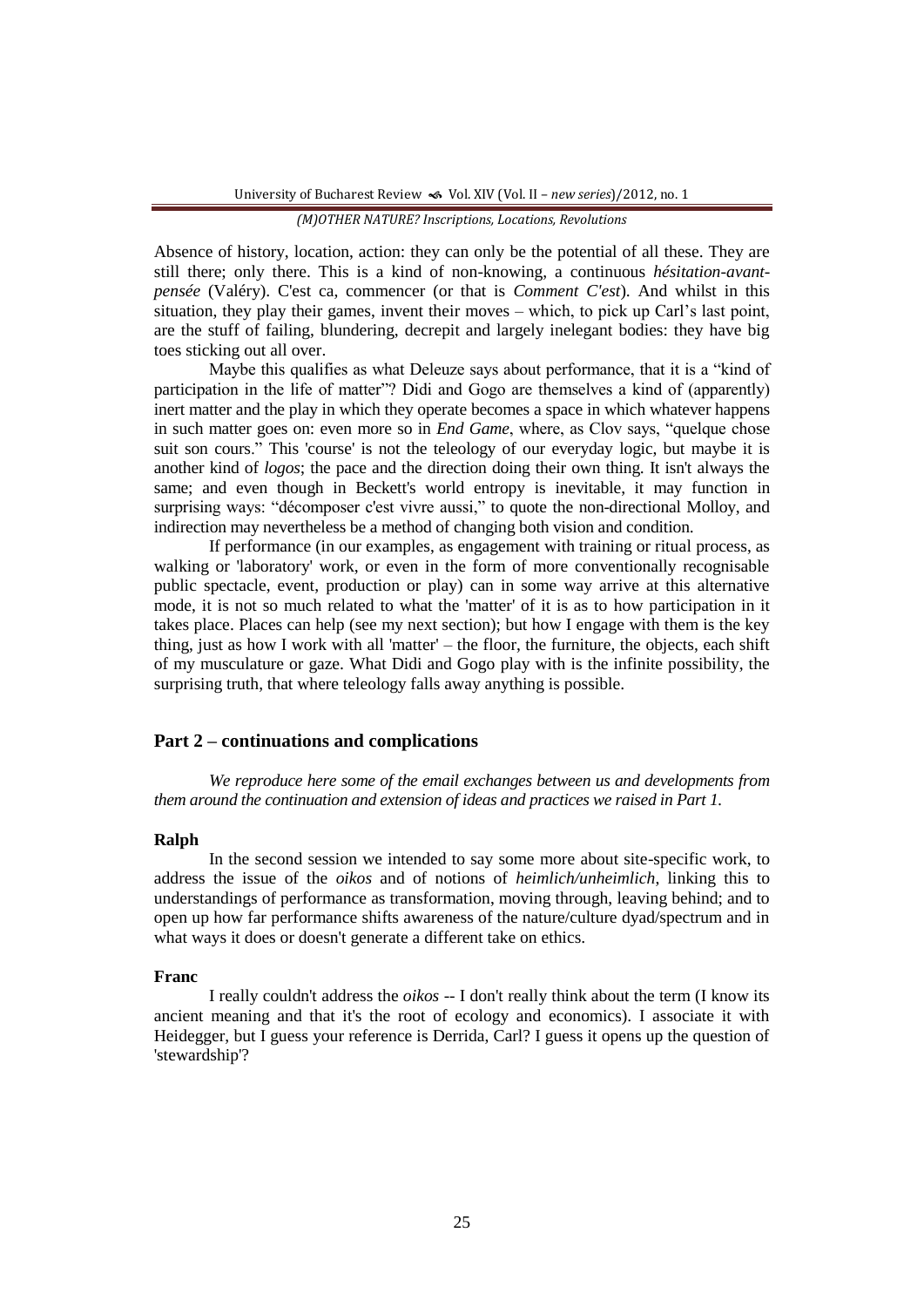Absence of history, location, action: they can only be the potential of all these. They are still there; only there. This is a kind of non-knowing, a continuous *hésitation-avant-pensée* (Valéry). C'est ca, commencer (or that is *Comment C'est*). And whilst in this situation, they play their games, invent their moves – which, to pick up Carl's last point, are the stuff of failing, blundering, decrepit and largely inelegant bodies: they have big toes sticking out all over.

Maybe this qualifies as what Deleuze says about performance, that it is a "kind of participation in the life of matter"? Didi and Gogo are themselves a kind of (apparently) inert matter and the play in which they operate becomes a space in which whatever happens in such matter goes on: even more so in *End Game*, where, as Clov says, "quelque chose suit son cours." This 'course' is not the teleology of our everyday logic, but maybe it is another kind of *logos*; the pace and the direction doing their own thing. It isn't always the same; and even though in Beckett's world entropy is inevitable, it may function in surprising ways: "décomposer c'est vivre aussi," to quote the non-directional Molloy, and indirection may nevertheless be a method of changing both vision and condition.

If performance (in our examples, as engagement with training or ritual process, as walking or 'laboratory' work, or even in the form of more conventionally recognisable public spectacle, event, production or play) can in some way arrive at this alternative mode, it is not so much related to what the 'matter' of it is as to how participation in it takes place. Places can help (see my next section); but how I engage with them is the key thing, just as how I work with all 'matter' – the floor, the furniture, the objects, each shift of my musculature or gaze. What Didi and Gogo play with is the infinite possibility, the surprising truth, that where teleology falls away anything is possible.

## Part 2 – continuations and complications

*We reproduce here some of the email exchanges between us and developments from them around the continuation and extension of ideas and practices we raised in Part 1.*

**Ralph**

In the second session we intended to say some more about site-specific work, to address the issue of the *oikos* and of notions of *heimlich/unheimlich*, linking this to understandings of performance as transformation, moving through, leaving behind; and to open up how far performance shifts awareness of the nature/culture dyad/spectrum and in what ways it does or doesn't generate a different take on ethics.

**Franc**

I really couldn't address the *oikos* -- I don't really think about the term (I know its ancient meaning and that it's the root of ecology and economics). I associate it with Heidegger, but I guess your reference is Derrida, Carl? I guess it opens up the question of 'stewardship'?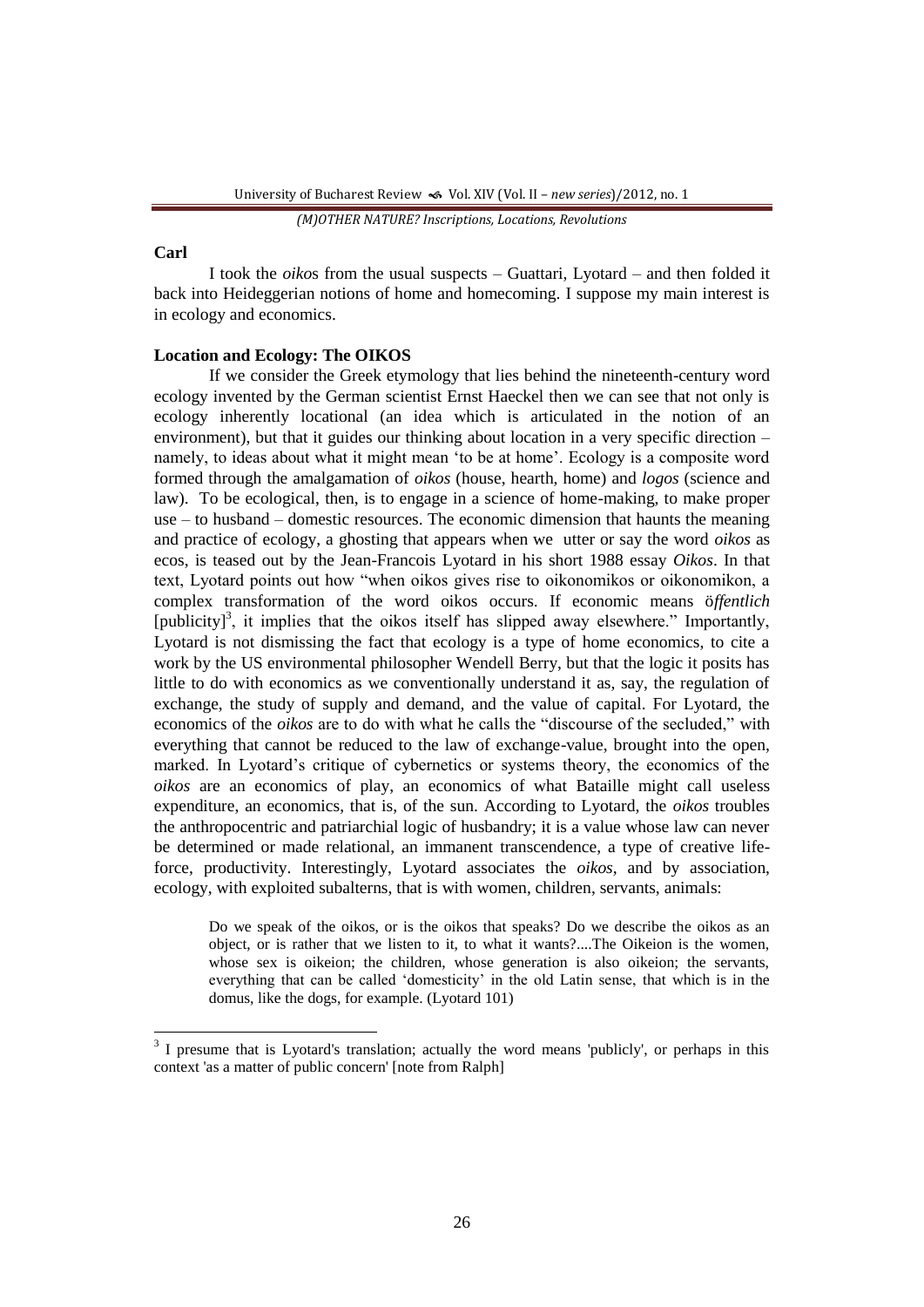**Carl**

I took the *oikos* from the usual suspects – Guattari, Lyotard – and then folded it back into Heideggerian notions of home and homecoming. I suppose my main interest is in ecology and economics.

**Location and Ecology: The OIKOS**

If we consider the Greek etymology that lies behind the nineteenth-century word ecology invented by the German scientist Ernst Haeckel then we can see that not only is ecology inherently locational (an idea which is articulated in the notion of an environment), but that it guides our thinking about location in a very specific direction – namely, to ideas about what it might mean 'to be at home'. Ecology is a composite word formed through the amalgamation of *oikos* (house, hearth, home) and *logos* (science and law). To be ecological, then, is to engage in a science of home-making, to make proper use – to husband – domestic resources. The economic dimension that haunts the meaning and practice of ecology, a ghosting that appears when we utter or say the word *oikos* as ecos, is teased out by the Jean-Francois Lyotard in his short 1988 essay *Oikos*. In that text, Lyotard points out how "when oikos gives rise to oikonomikos or oikonomikon, a complex transformation of the word oikos occurs. If economic means ö*ffentlich* [publicity][3], it implies that the oikos itself has slipped away elsewhere." Importantly, Lyotard is not dismissing the fact that ecology is a type of home economics, to cite a work by the US environmental philosopher Wendell Berry, but that the logic it posits has little to do with economics as we conventionally understand it as, say, the regulation of exchange, the study of supply and demand, and the value of capital. For Lyotard, the economics of the *oikos* are to do with what he calls the "discourse of the secluded," with everything that cannot be reduced to the law of exchange-value, brought into the open, marked. In Lyotard's critique of cybernetics or systems theory, the economics of the *oikos* are an economics of play, an economics of what Bataille might call useless expenditure, an economics, that is, of the sun. According to Lyotard, the *oikos* troubles the anthropocentric and patriarchial logic of husbandry; it is a value whose law can never be determined or made relational, an immanent transcendence, a type of creative life-force, productivity. Interestingly, Lyotard associates the *oikos*, and by association, ecology, with exploited subalterns, that is with women, children, servants, animals:

> Do we speak of the oikos, or is the oikos that speaks? Do we describe the oikos as an object, or is rather that we listen to it, to what it wants?....The Oikeion is the women, whose sex is oikeion; the children, whose generation is also oikeion; the servants, everything that can be called 'domesticity' in the old Latin sense, that which is in the domus, like the dogs, for example. (Lyotard 101)

---

[3] I presume that is Lyotard's translation; actually the word means 'publicly', or perhaps in this context 'as a matter of public concern' [note from Ralph]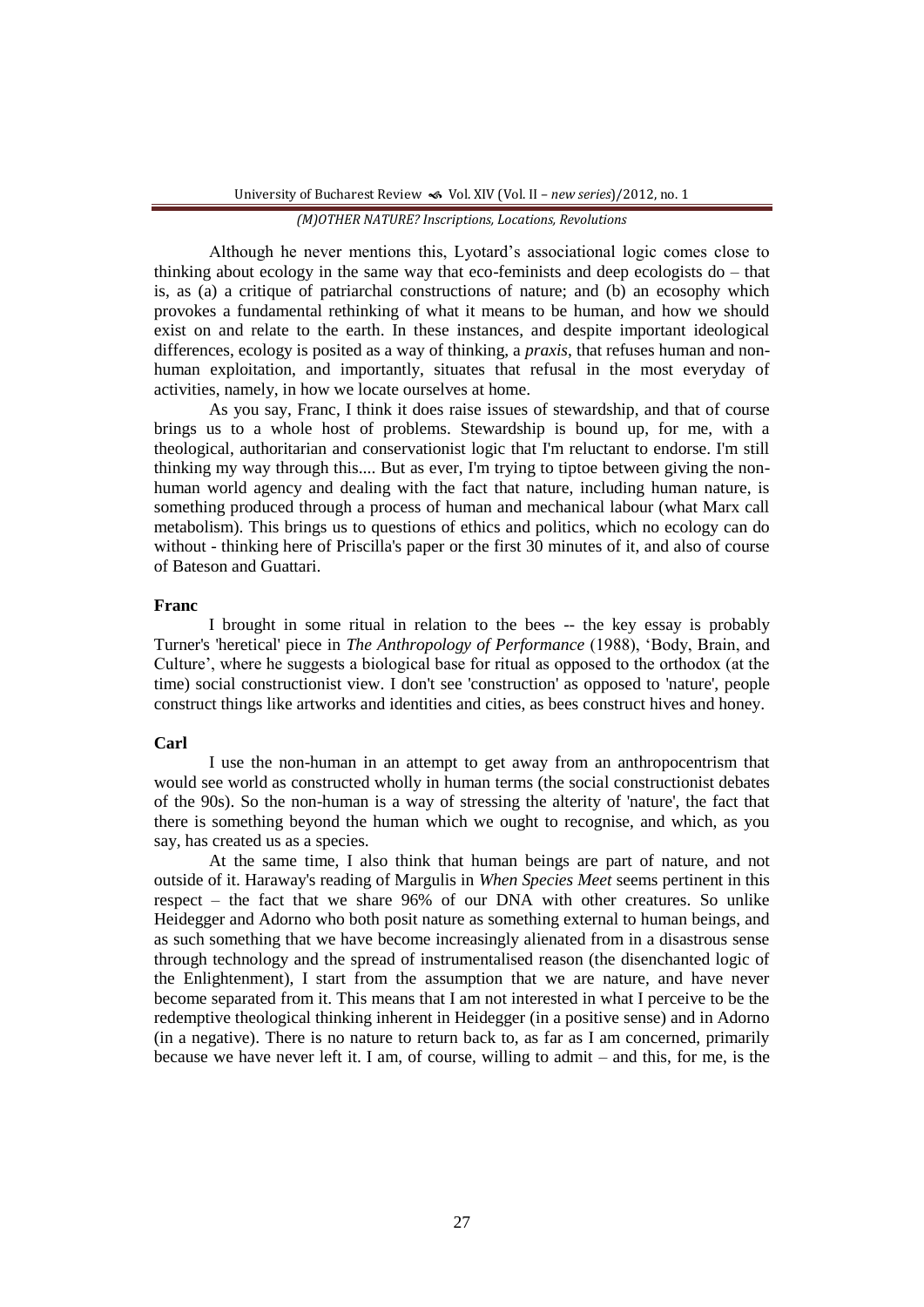Although he never mentions this, Lyotard's associational logic comes close to thinking about ecology in the same way that eco-feminists and deep ecologists do – that is, as (a) a critique of patriarchal constructions of nature; and (b) an ecosophy which provokes a fundamental rethinking of what it means to be human, and how we should exist on and relate to the earth. In these instances, and despite important ideological differences, ecology is posited as a way of thinking, a *praxis*, that refuses human and non-human exploitation, and importantly, situates that refusal in the most everyday of activities, namely, in how we locate ourselves at home.

As you say, Franc, I think it does raise issues of stewardship, and that of course brings us to a whole host of problems. Stewardship is bound up, for me, with a theological, authoritarian and conservationist logic that I'm reluctant to endorse. I'm still thinking my way through this.... But as ever, I'm trying to tiptoe between giving the non-human world agency and dealing with the fact that nature, including human nature, is something produced through a process of human and mechanical labour (what Marx call metabolism). This brings us to questions of ethics and politics, which no ecology can do without - thinking here of Priscilla's paper or the first 30 minutes of it, and also of course of Bateson and Guattari.

**Franc**

I brought in some ritual in relation to the bees -- the key essay is probably Turner's 'heretical' piece in *The Anthropology of Performance* (1988), 'Body, Brain, and Culture', where he suggests a biological base for ritual as opposed to the orthodox (at the time) social constructionist view. I don't see 'construction' as opposed to 'nature', people construct things like artworks and identities and cities, as bees construct hives and honey.

**Carl**

I use the non-human in an attempt to get away from an anthropocentrism that would see world as constructed wholly in human terms (the social constructionist debates of the 90s). So the non-human is a way of stressing the alterity of 'nature', the fact that there is something beyond the human which we ought to recognise, and which, as you say, has created us as a species.

At the same time, I also think that human beings are part of nature, and not outside of it. Haraway's reading of Margulis in *When Species Meet* seems pertinent in this respect – the fact that we share 96% of our DNA with other creatures. So unlike Heidegger and Adorno who both posit nature as something external to human beings, and as such something that we have become increasingly alienated from in a disastrous sense through technology and the spread of instrumentalised reason (the disenchanted logic of the Enlightenment), I start from the assumption that we are nature, and have never become separated from it. This means that I am not interested in what I perceive to be the redemptive theological thinking inherent in Heidegger (in a positive sense) and in Adorno (in a negative). There is no nature to return back to, as far as I am concerned, primarily because we have never left it. I am, of course, willing to admit – and this, for me, is the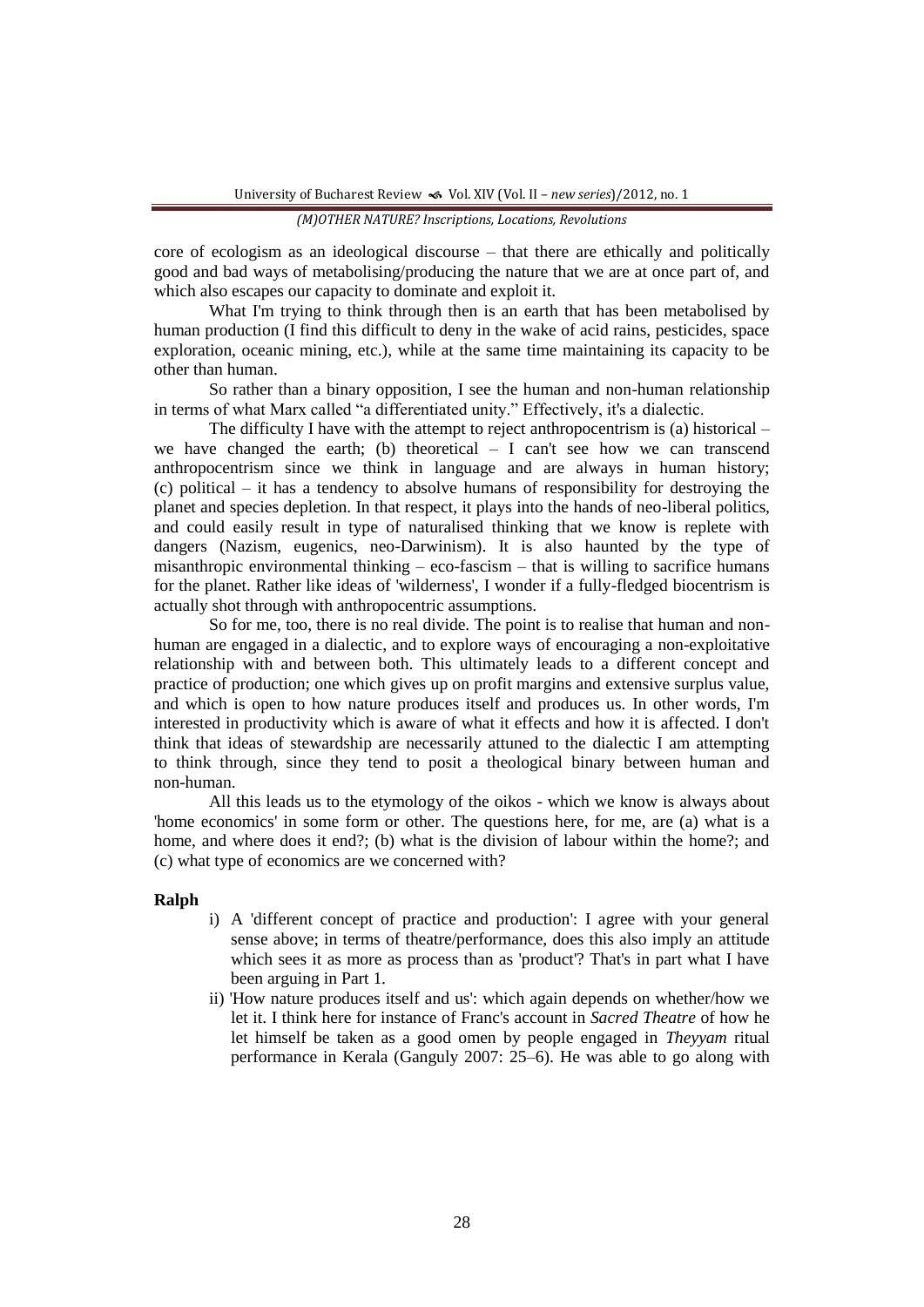core of ecologism as an ideological discourse – that there are ethically and politically good and bad ways of metabolising/producing the nature that we are at once part of, and which also escapes our capacity to dominate and exploit it.

What I'm trying to think through then is an earth that has been metabolised by human production (I find this difficult to deny in the wake of acid rains, pesticides, space exploration, oceanic mining, etc.), while at the same time maintaining its capacity to be other than human.

So rather than a binary opposition, I see the human and non-human relationship in terms of what Marx called "a differentiated unity." Effectively, it's a dialectic.

The difficulty I have with the attempt to reject anthropocentrism is (a) historical – we have changed the earth; (b) theoretical – I can't see how we can transcend anthropocentrism since we think in language and are always in human history; (c) political – it has a tendency to absolve humans of responsibility for destroying the planet and species depletion. In that respect, it plays into the hands of neo-liberal politics, and could easily result in type of naturalised thinking that we know is replete with dangers (Nazism, eugenics, neo-Darwinism). It is also haunted by the type of misanthropic environmental thinking – eco-fascism – that is willing to sacrifice humans for the planet. Rather like ideas of 'wilderness', I wonder if a fully-fledged biocentrism is actually shot through with anthropocentric assumptions.

So for me, too, there is no real divide. The point is to realise that human and non-human are engaged in a dialectic, and to explore ways of encouraging a non-exploitative relationship with and between both. This ultimately leads to a different concept and practice of production; one which gives up on profit margins and extensive surplus value, and which is open to how nature produces itself and produces us. In other words, I'm interested in productivity which is aware of what it effects and how it is affected. I don't think that ideas of stewardship are necessarily attuned to the dialectic I am attempting to think through, since they tend to posit a theological binary between human and non-human.

All this leads us to the etymology of the oikos - which we know is always about 'home economics' in some form or other. The questions here, for me, are (a) what is a home, and where does it end?; (b) what is the division of labour within the home?; and (c) what type of economics are we concerned with?

**Ralph**

i) A 'different concept of practice and production': I agree with your general sense above; in terms of theatre/performance, does this also imply an attitude which sees it as more as process than as 'product'? That's in part what I have been arguing in Part 1.

ii) 'How nature produces itself and us': which again depends on whether/how we let it. I think here for instance of Franc's account in *Sacred Theatre* of how he let himself be taken as a good omen by people engaged in *Theyyam* ritual performance in Kerala (Ganguly 2007: 25–6). He was able to go along with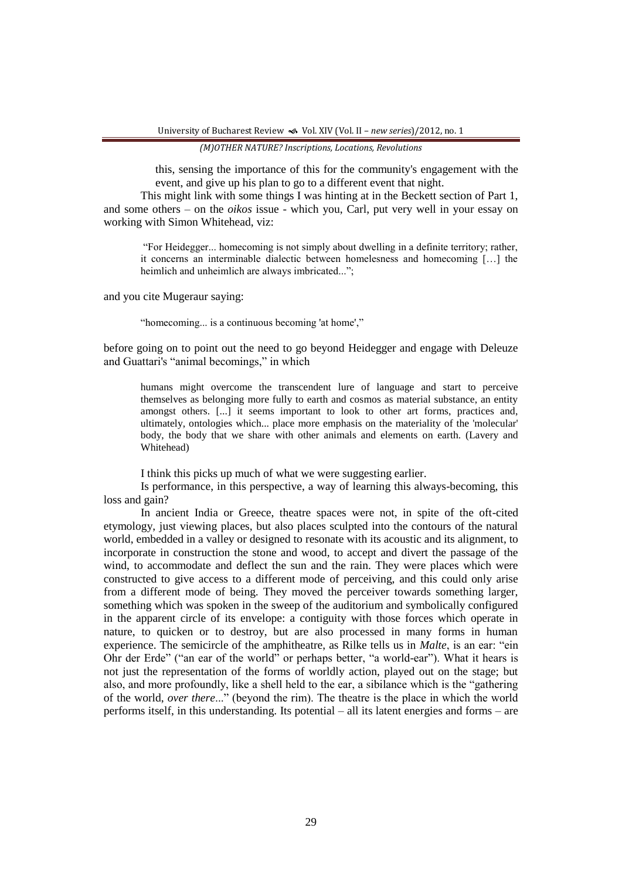this, sensing the importance of this for the community's engagement with the event, and give up his plan to go to a different event that night.

This might link with some things I was hinting at in the Beckett section of Part 1, and some others – on the *oikos* issue - which you, Carl, put very well in your essay on working with Simon Whitehead, viz:

> "For Heidegger... homecoming is not simply about dwelling in a definite territory; rather, it concerns an interminable dialectic between homelessness and homecoming […] the heimlich and unheimlich are always imbricated...";

and you cite Mugeraur saying:

> "homecoming... is a continuous becoming 'at home',"

before going on to point out the need to go beyond Heidegger and engage with Deleuze and Guattari's "animal becomings," in which

> humans might overcome the transcendent lure of language and start to perceive themselves as belonging more fully to earth and cosmos as material substance, an entity amongst others. [...] it seems important to look to other art forms, practices and, ultimately, ontologies which... place more emphasis on the materiality of the 'molecular' body, the body that we share with other animals and elements on earth. (Lavery and Whitehead)

I think this picks up much of what we were suggesting earlier.

Is performance, in this perspective, a way of learning this always-becoming, this loss and gain?

In ancient India or Greece, theatre spaces were not, in spite of the oft-cited etymology, just viewing places, but also places sculpted into the contours of the natural world, embedded in a valley or designed to resonate with its acoustic and its alignment, to incorporate in construction the stone and wood, to accept and divert the passage of the wind, to accommodate and deflect the sun and the rain. They were places which were constructed to give access to a different mode of perceiving, and this could only arise from a different mode of being. They moved the perceiver towards something larger, something which was spoken in the sweep of the auditorium and symbolically configured in the apparent circle of its envelope: a contiguity with those forces which operate in nature, to quicken or to destroy, but are also processed in many forms in human experience. The semicircle of the amphitheatre, as Rilke tells us in *Malte*, is an ear: "ein Ohr der Erde" ("an ear of the world" or perhaps better, "a world-ear"). What it hears is not just the representation of the forms of worldly action, played out on the stage; but also, and more profoundly, like a shell held to the ear, a sibilance which is the "gathering of the world, *over there*..." (beyond the rim). The theatre is the place in which the world performs itself, in this understanding. Its potential – all its latent energies and forms – are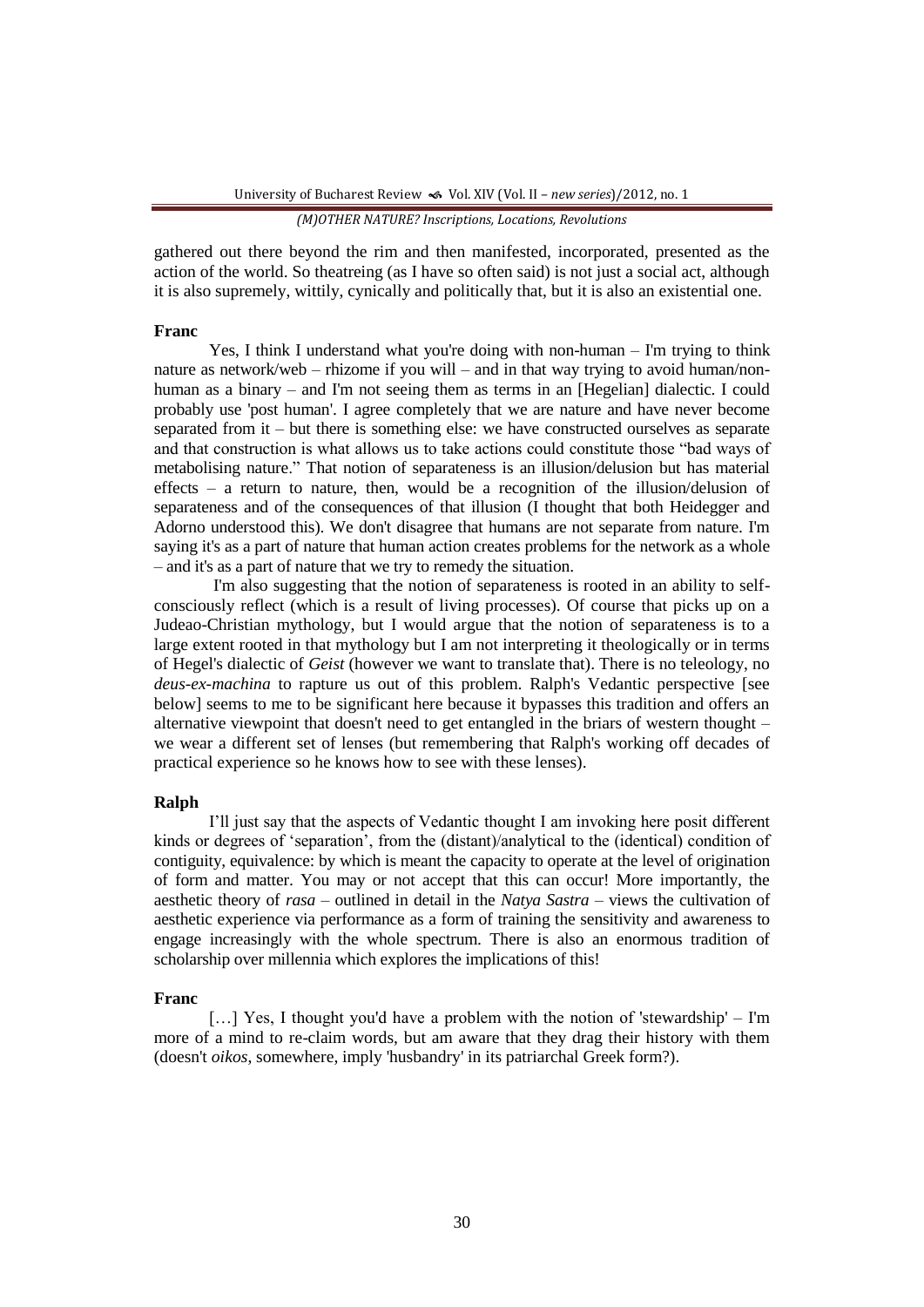gathered out there beyond the rim and then manifested, incorporated, presented as the action of the world. So theatreing (as I have so often said) is not just a social act, although it is also supremely, wittily, cynically and politically that, but it is also an existential one.

**Franc**

Yes, I think I understand what you're doing with non-human – I'm trying to think nature as network/web – rhizome if you will – and in that way trying to avoid human/non-human as a binary – and I'm not seeing them as terms in an [Hegelian] dialectic. I could probably use 'post human'. I agree completely that we are nature and have never become separated from it – but there is something else: we have constructed ourselves as separate and that construction is what allows us to take actions could constitute those "bad ways of metabolising nature." That notion of separateness is an illusion/delusion but has material effects – a return to nature, then, would be a recognition of the illusion/delusion of separateness and of the consequences of that illusion (I thought that both Heidegger and Adorno understood this). We don't disagree that humans are not separate from nature. I'm saying it's as a part of nature that human action creates problems for the network as a whole – and it's as a part of nature that we try to remedy the situation.

I'm also suggesting that the notion of separateness is rooted in an ability to self-consciously reflect (which is a result of living processes). Of course that picks up on a Judeao-Christian mythology, but I would argue that the notion of separateness is to a large extent rooted in that mythology but I am not interpreting it theologically or in terms of Hegel's dialectic of *Geist* (however we want to translate that). There is no teleology, no *deus-ex-machina* to rapture us out of this problem. Ralph's Vedantic perspective [see below] seems to me to be significant here because it bypasses this tradition and offers an alternative viewpoint that doesn't need to get entangled in the briars of western thought – we wear a different set of lenses (but remembering that Ralph's working off decades of practical experience so he knows how to see with these lenses).

**Ralph**

I'll just say that the aspects of Vedantic thought I am invoking here posit different kinds or degrees of 'separation', from the (distant)/analytical to the (identical) condition of contiguity, equivalence: by which is meant the capacity to operate at the level of origination of form and matter. You may or not accept that this can occur! More importantly, the aesthetic theory of *rasa* – outlined in detail in the *Natya Sastra* – views the cultivation of aesthetic experience via performance as a form of training the sensitivity and awareness to engage increasingly with the whole spectrum. There is also an enormous tradition of scholarship over millennia which explores the implications of this!

**Franc**

[…] Yes, I thought you'd have a problem with the notion of 'stewardship' – I'm more of a mind to re-claim words, but am aware that they drag their history with them (doesn't *oikos*, somewhere, imply 'husbandry' in its patriarchal Greek form?).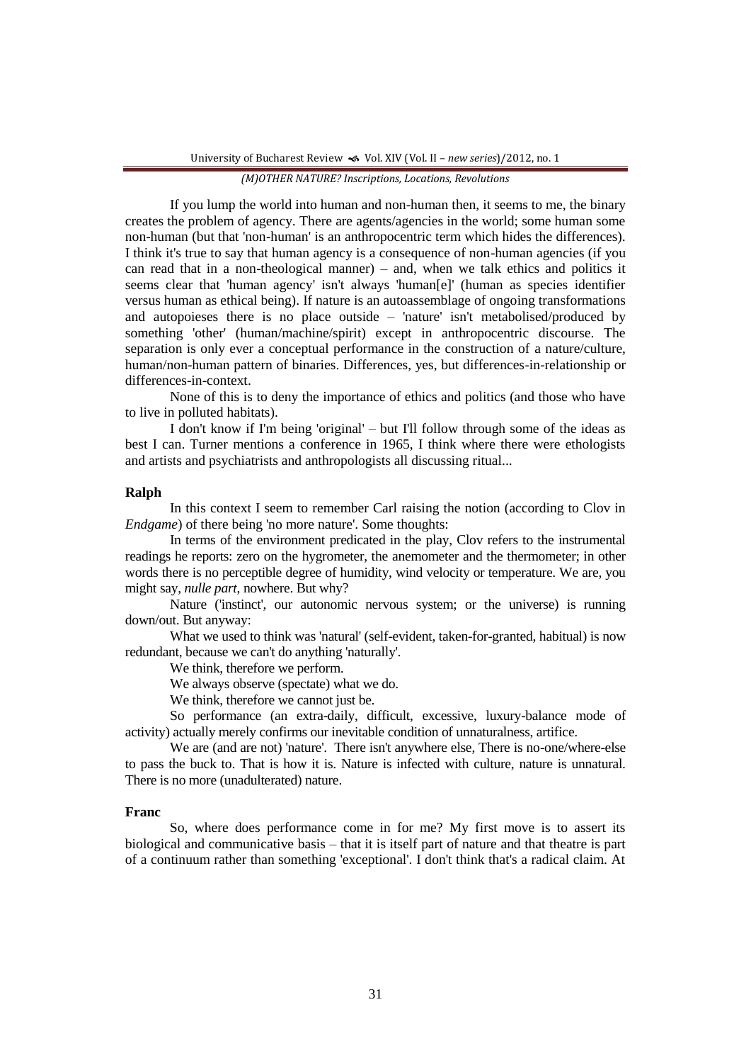If you lump the world into human and non-human then, it seems to me, the binary creates the problem of agency. There are agents/agencies in the world; some human some non-human (but that 'non-human' is an anthropocentric term which hides the differences). I think it's true to say that human agency is a consequence of non-human agencies (if you can read that in a non-theological manner) – and, when we talk ethics and politics it seems clear that 'human agency' isn't always 'human[e]' (human as species identifier versus human as ethical being). If nature is an autoassemblage of ongoing transformations and autopoieses there is no place outside – 'nature' isn't metabolised/produced by something 'other' (human/machine/spirit) except in anthropocentric discourse. The separation is only ever a conceptual performance in the construction of a nature/culture, human/non-human pattern of binaries. Differences, yes, but differences-in-relationship or differences-in-context.

None of this is to deny the importance of ethics and politics (and those who have to live in polluted habitats).

I don't know if I'm being 'original' – but I'll follow through some of the ideas as best I can. Turner mentions a conference in 1965, I think where there were ethologists and artists and psychiatrists and anthropologists all discussing ritual...

**Ralph**

In this context I seem to remember Carl raising the notion (according to Clov in *Endgame*) of there being 'no more nature'. Some thoughts:

In terms of the environment predicated in the play, Clov refers to the instrumental readings he reports: zero on the hygrometer, the anemometer and the thermometer; in other words there is no perceptible degree of humidity, wind velocity or temperature. We are, you might say, *nulle part*, nowhere. But why?

Nature ('instinct', our autonomic nervous system; or the universe) is running down/out. But anyway:

What we used to think was 'natural' (self-evident, taken-for-granted, habitual) is now redundant, because we can't do anything 'naturally'.

We think, therefore we perform.

We always observe (spectate) what we do.

We think, therefore we cannot just be.

So performance (an extra-daily, difficult, excessive, luxury-balance mode of activity) actually merely confirms our inevitable condition of unnaturalness, artifice.

We are (and are not) 'nature'. There isn't anywhere else, There is no-one/where-else to pass the buck to. That is how it is. Nature is infected with culture, nature is unnatural. There is no more (unadulterated) nature.

**Franc**

So, where does performance come in for me? My first move is to assert its biological and communicative basis – that it is itself part of nature and that theatre is part of a continuum rather than something 'exceptional'. I don't think that's a radical claim. At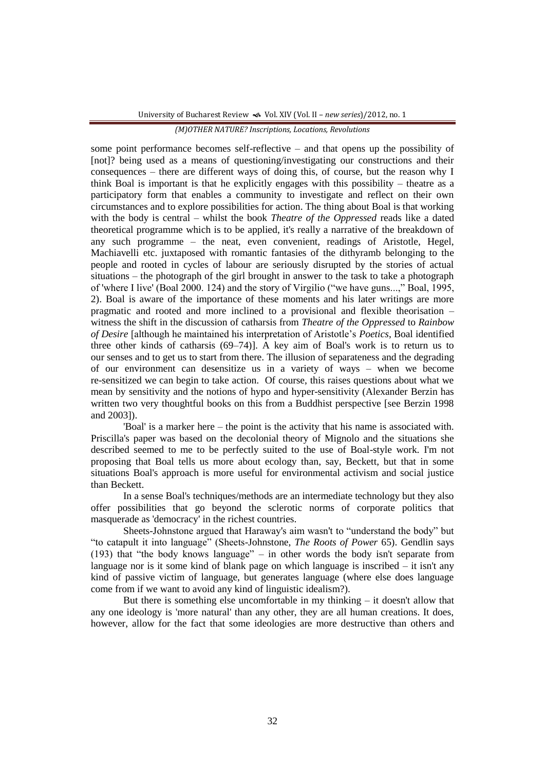some point performance becomes self-reflective – and that opens up the possibility of [not]? being used as a means of questioning/investigating our constructions and their consequences – there are different ways of doing this, of course, but the reason why I think Boal is important is that he explicitly engages with this possibility – theatre as a participatory form that enables a community to investigate and reflect on their own circumstances and to explore possibilities for action. The thing about Boal is that working with the body is central – whilst the book *Theatre of the Oppressed* reads like a dated theoretical programme which is to be applied, it's really a narrative of the breakdown of any such programme – the neat, even convenient, readings of Aristotle, Hegel, Machiavelli etc. juxtaposed with romantic fantasies of the dithyramb belonging to the people and rooted in cycles of labour are seriously disrupted by the stories of actual situations – the photograph of the girl brought in answer to the task to take a photograph of 'where I live' (Boal 2000. 124) and the story of Virgilio ("we have guns...," Boal, 1995, 2). Boal is aware of the importance of these moments and his later writings are more pragmatic and rooted and more inclined to a provisional and flexible theorisation – witness the shift in the discussion of catharsis from *Theatre of the Oppressed* to *Rainbow of Desire* [although he maintained his interpretation of Aristotle's *Poetics*, Boal identified three other kinds of catharsis (69–74)]. A key aim of Boal's work is to return us to our senses and to get us to start from there. The illusion of separateness and the degrading of our environment can desensitize us in a variety of ways – when we become re-sensitized we can begin to take action. Of course, this raises questions about what we mean by sensitivity and the notions of hypo and hyper-sensitivity (Alexander Berzin has written two very thoughtful books on this from a Buddhist perspective [see Berzin 1998 and 2003]).

'Boal' is a marker here – the point is the activity that his name is associated with. Priscilla's paper was based on the decolonial theory of Mignolo and the situations she described seemed to me to be perfectly suited to the use of Boal-style work. I'm not proposing that Boal tells us more about ecology than, say, Beckett, but that in some situations Boal's approach is more useful for environmental activism and social justice than Beckett.

In a sense Boal's techniques/methods are an intermediate technology but they also offer possibilities that go beyond the sclerotic norms of corporate politics that masquerade as 'democracy' in the richest countries.

Sheets-Johnstone argued that Haraway's aim wasn't to "understand the body" but "to catapult it into language" (Sheets-Johnstone, *The Roots of Power* 65). Gendlin says (193) that "the body knows language" – in other words the body isn't separate from language nor is it some kind of blank page on which language is inscribed – it isn't any kind of passive victim of language, but generates language (where else does language come from if we want to avoid any kind of linguistic idealism?).

But there is something else uncomfortable in my thinking – it doesn't allow that any one ideology is 'more natural' than any other, they are all human creations. It does, however, allow for the fact that some ideologies are more destructive than others and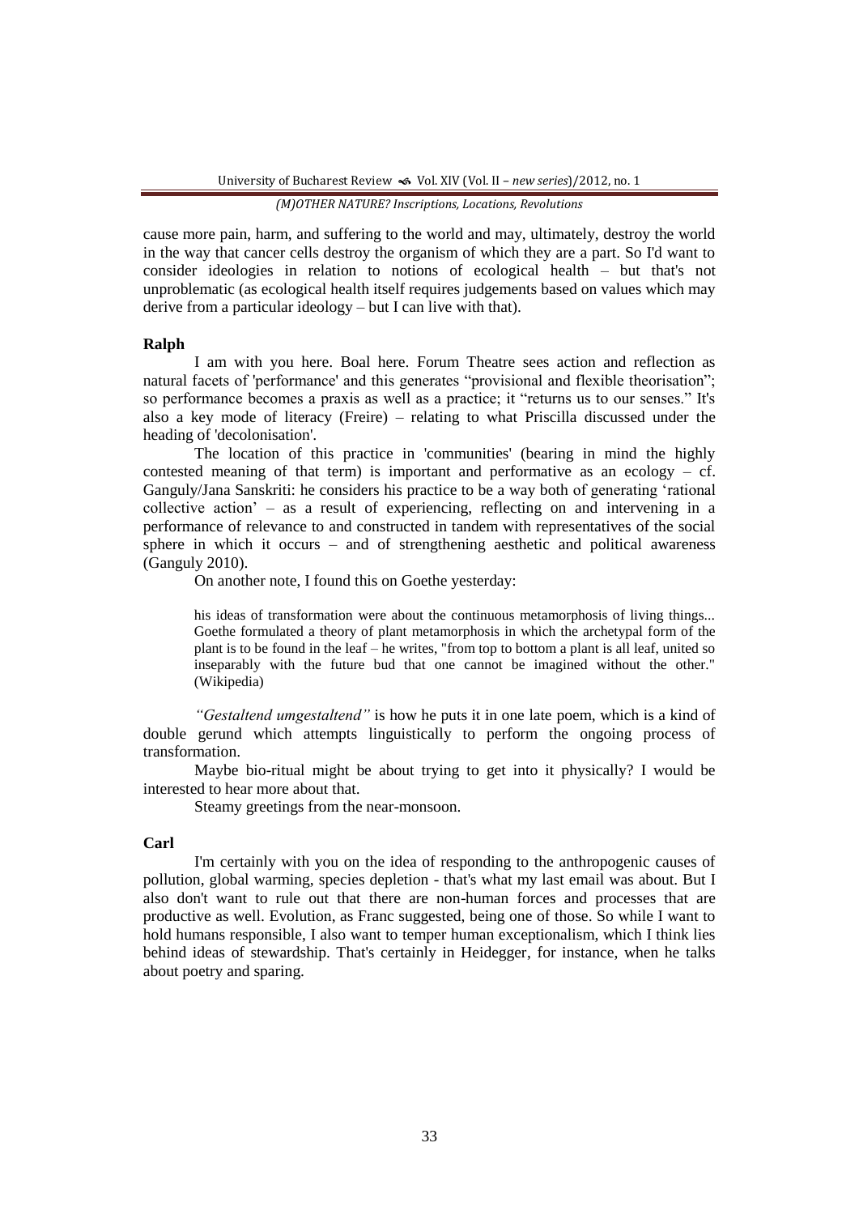cause more pain, harm, and suffering to the world and may, ultimately, destroy the world in the way that cancer cells destroy the organism of which they are a part. So I'd want to consider ideologies in relation to notions of ecological health – but that's not unproblematic (as ecological health itself requires judgements based on values which may derive from a particular ideology – but I can live with that).

**Ralph**

I am with you here. Boal here. Forum Theatre sees action and reflection as natural facets of 'performance' and this generates "provisional and flexible theorisation"; so performance becomes a praxis as well as a practice; it "returns us to our senses." It's also a key mode of literacy (Freire) – relating to what Priscilla discussed under the heading of 'decolonisation'.

The location of this practice in 'communities' (bearing in mind the highly contested meaning of that term) is important and performative as an ecology – cf. Ganguly/Jana Sanskriti: he considers his practice to be a way both of generating 'rational collective action' – as a result of experiencing, reflecting on and intervening in a performance of relevance to and constructed in tandem with representatives of the social sphere in which it occurs – and of strengthening aesthetic and political awareness (Ganguly 2010).

On another note, I found this on Goethe yesterday:

> his ideas of transformation were about the continuous metamorphosis of living things... Goethe formulated a theory of plant metamorphosis in which the archetypal form of the plant is to be found in the leaf – he writes, "from top to bottom a plant is all leaf, united so inseparably with the future bud that one cannot be imagined without the other." (Wikipedia)

*"Gestaltend umgestaltend"* is how he puts it in one late poem, which is a kind of double gerund which attempts linguistically to perform the ongoing process of transformation.

Maybe bio-ritual might be about trying to get into it physically? I would be interested to hear more about that.

Steamy greetings from the near-monsoon.

**Carl**

I'm certainly with you on the idea of responding to the anthropogenic causes of pollution, global warming, species depletion - that's what my last email was about. But I also don't want to rule out that there are non-human forces and processes that are productive as well. Evolution, as Franc suggested, being one of those. So while I want to hold humans responsible, I also want to temper human exceptionalism, which I think lies behind ideas of stewardship. That's certainly in Heidegger, for instance, when he talks about poetry and sparing.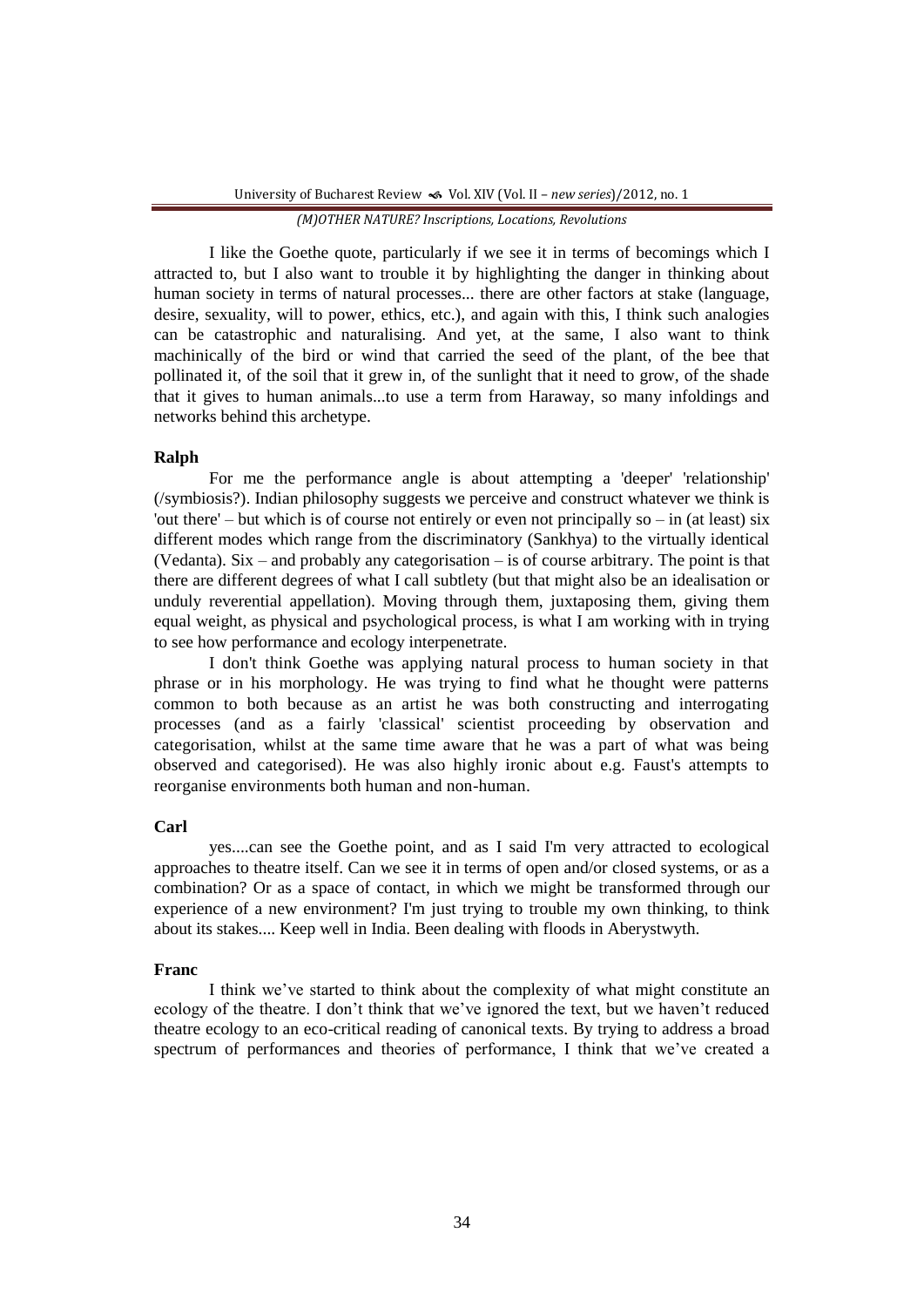I like the Goethe quote, particularly if we see it in terms of becomings which I attracted to, but I also want to trouble it by highlighting the danger in thinking about human society in terms of natural processes... there are other factors at stake (language, desire, sexuality, will to power, ethics, etc.), and again with this, I think such analogies can be catastrophic and naturalising. And yet, at the same, I also want to think machinically of the bird or wind that carried the seed of the plant, of the bee that pollinated it, of the soil that it grew in, of the sunlight that it need to grow, of the shade that it gives to human animals...to use a term from Haraway, so many infoldings and networks behind this archetype.

**Ralph**

For me the performance angle is about attempting a 'deeper' 'relationship' (/symbiosis?). Indian philosophy suggests we perceive and construct whatever we think is 'out there' – but which is of course not entirely or even not principally so – in (at least) six different modes which range from the discriminatory (Sankhya) to the virtually identical (Vedanta). Six – and probably any categorisation – is of course arbitrary. The point is that there are different degrees of what I call subtlety (but that might also be an idealisation or unduly reverential appellation). Moving through them, juxtaposing them, giving them equal weight, as physical and psychological process, is what I am working with in trying to see how performance and ecology interpenetrate.

I don't think Goethe was applying natural process to human society in that phrase or in his morphology. He was trying to find what he thought were patterns common to both because as an artist he was both constructing and interrogating processes (and as a fairly 'classical' scientist proceeding by observation and categorisation, whilst at the same time aware that he was a part of what was being observed and categorised). He was also highly ironic about e.g. Faust's attempts to reorganise environments both human and non-human.

**Carl**

yes....can see the Goethe point, and as I said I'm very attracted to ecological approaches to theatre itself. Can we see it in terms of open and/or closed systems, or as a combination? Or as a space of contact, in which we might be transformed through our experience of a new environment? I'm just trying to trouble my own thinking, to think about its stakes.... Keep well in India. Been dealing with floods in Aberystwyth.

**Franc**

I think we've started to think about the complexity of what might constitute an ecology of the theatre. I don't think that we've ignored the text, but we haven't reduced theatre ecology to an eco-critical reading of canonical texts. By trying to address a broad spectrum of performances and theories of performance, I think that we've created a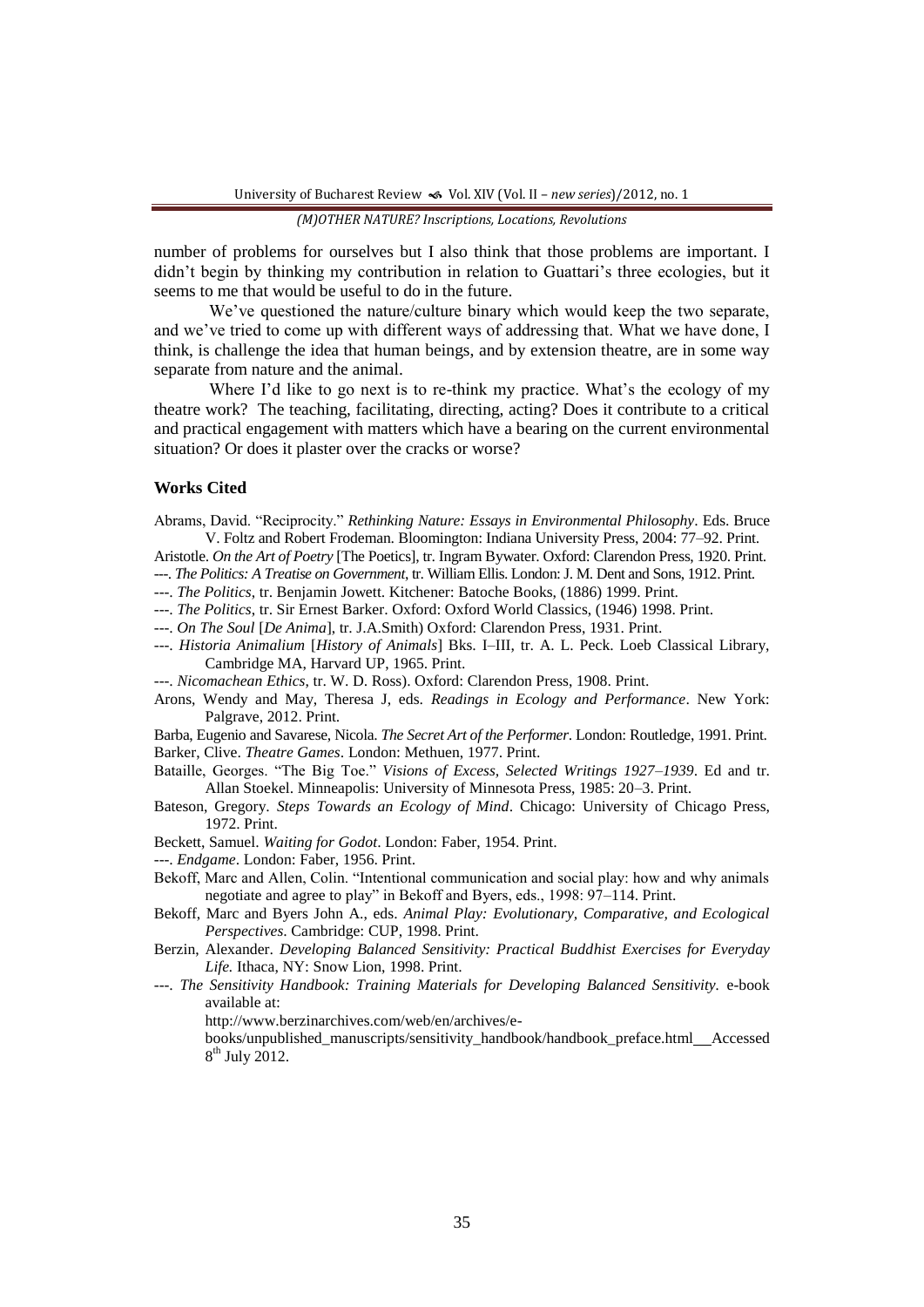number of problems for ourselves but I also think that those problems are important. I didn't begin by thinking my contribution in relation to Guattari's three ecologies, but it seems to me that would be useful to do in the future.

We've questioned the nature/culture binary which would keep the two separate, and we've tried to come up with different ways of addressing that. What we have done, I think, is challenge the idea that human beings, and by extension theatre, are in some way separate from nature and the animal.

Where I'd like to go next is to re-think my practice. What's the ecology of my theatre work? The teaching, facilitating, directing, acting? Does it contribute to a critical and practical engagement with matters which have a bearing on the current environmental situation? Or does it plaster over the cracks or worse?

### Works Cited

Abrams, David. "Reciprocity." *Rethinking Nature: Essays in Environmental Philosophy*. Eds. Bruce V. Foltz and Robert Frodeman. Bloomington: Indiana University Press, 2004: 77–92. Print.

Aristotle. *On the Art of Poetry* [The Poetics], tr. Ingram Bywater. Oxford: Clarendon Press, 1920. Print.

---. *The Politics: A Treatise on Government*, tr. William Ellis. London: J. M. Dent and Sons, 1912. Print.

---. *The Politics*, tr. Benjamin Jowett. Kitchener: Batoche Books, (1886) 1999. Print.

---. *The Politics*, tr. Sir Ernest Barker. Oxford: Oxford World Classics, (1946) 1998. Print.

---. *On The Soul* [*De Anima*], tr. J.A.Smith) Oxford: Clarendon Press, 1931. Print.

---. *Historia Animalium* [*History of Animals*] Bks. I–III, tr. A. L. Peck. Loeb Classical Library, Cambridge MA, Harvard UP, 1965. Print.

---. *Nicomachean Ethics*, tr. W. D. Ross). Oxford: Clarendon Press, 1908. Print.

Arons, Wendy and May, Theresa J, eds. *Readings in Ecology and Performance*. New York: Palgrave, 2012. Print.

Barba, Eugenio and Savarese, Nicola. *The Secret Art of the Performer*. London: Routledge, 1991. Print.

Barker, Clive. *Theatre Games*. London: Methuen, 1977. Print.

Bataille, Georges. "The Big Toe." *Visions of Excess, Selected Writings 1927–1939*. Ed and tr. Allan Stoekel. Minneapolis: University of Minnesota Press, 1985: 20–3. Print.

Bateson, Gregory. *Steps Towards an Ecology of Mind*. Chicago: University of Chicago Press, 1972. Print.

Beckett, Samuel. *Waiting for Godot*. London: Faber, 1954. Print.

---. *Endgame*. London: Faber, 1956. Print.

Bekoff, Marc and Allen, Colin. "Intentional communication and social play: how and why animals negotiate and agree to play" in Bekoff and Byers, eds., 1998: 97–114. Print.

Bekoff, Marc and Byers John A., eds. *Animal Play: Evolutionary, Comparative, and Ecological Perspectives*. Cambridge: CUP, 1998. Print.

Berzin, Alexander. *Developing Balanced Sensitivity: Practical Buddhist Exercises for Everyday Life.* Ithaca, NY: Snow Lion, 1998. Print.

---. *The Sensitivity Handbook: Training Materials for Developing Balanced Sensitivity.* e-book available at: http://www.berzinarchives.com/web/en/archives/e-books/unpublished_manuscripts/sensitivity_handbook/handbook_preface.html Accessed 8th July 2012.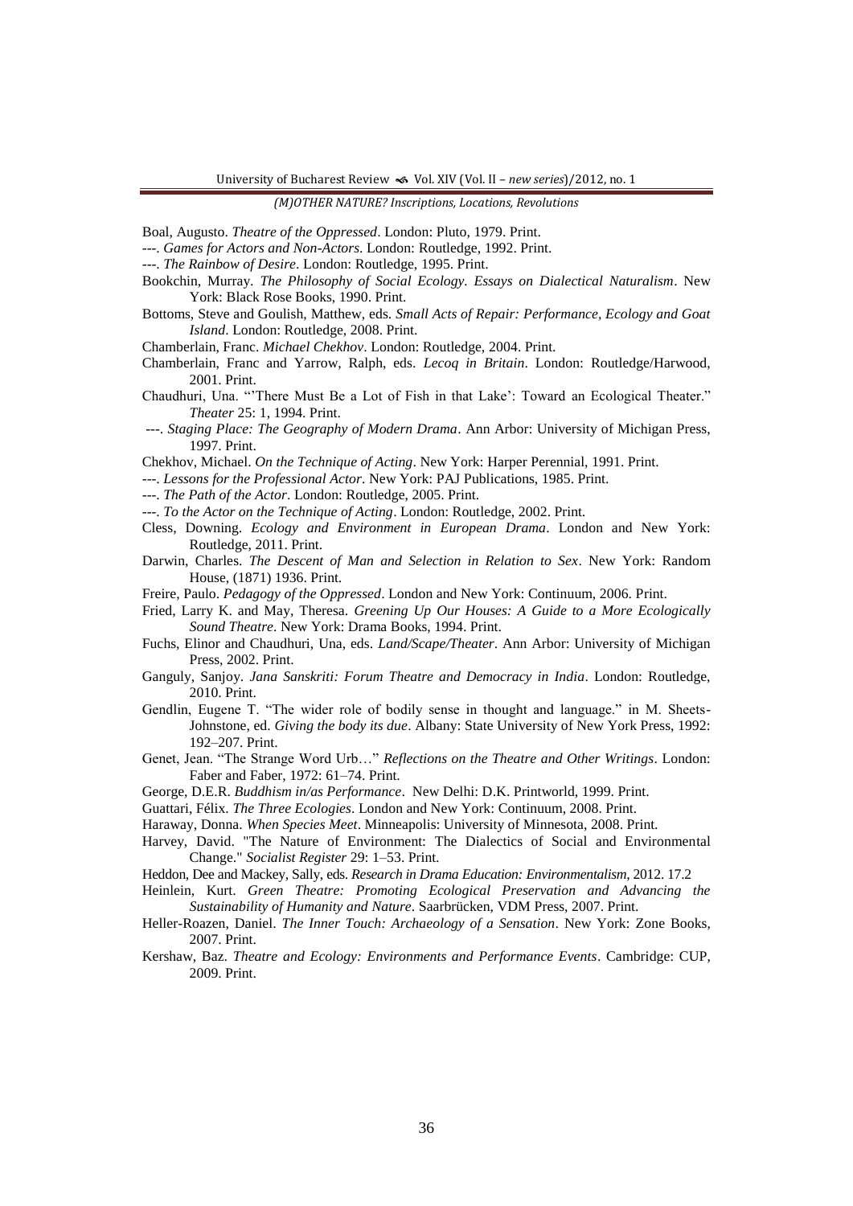Boal, Augusto. *Theatre of the Oppressed*. London: Pluto, 1979. Print.

---. *Games for Actors and Non-Actors*. London: Routledge, 1992. Print.

---. *The Rainbow of Desire*. London: Routledge, 1995. Print.

Bookchin, Murray. *The Philosophy of Social Ecology. Essays on Dialectical Naturalism*. New York: Black Rose Books, 1990. Print.

Bottoms, Steve and Goulish, Matthew, eds. *Small Acts of Repair: Performance, Ecology and Goat Island*. London: Routledge, 2008. Print.

Chamberlain, Franc. *Michael Chekhov*. London: Routledge, 2004. Print.

Chamberlain, Franc and Yarrow, Ralph, eds. *Lecoq in Britain*. London: Routledge/Harwood, 2001. Print.

Chaudhuri, Una. "'There Must Be a Lot of Fish in that Lake': Toward an Ecological Theater." *Theater* 25: 1, 1994. Print.

---. *Staging Place: The Geography of Modern Drama*. Ann Arbor: University of Michigan Press, 1997. Print.

Chekhov, Michael. *On the Technique of Acting*. New York: Harper Perennial, 1991. Print.

---. *Lessons for the Professional Actor*. New York: PAJ Publications, 1985. Print.

---. *The Path of the Actor*. London: Routledge, 2005. Print.

---. *To the Actor on the Technique of Acting*. London: Routledge, 2002. Print.

Cless, Downing. *Ecology and Environment in European Drama*. London and New York: Routledge, 2011. Print.

Darwin, Charles. *The Descent of Man and Selection in Relation to Sex*. New York: Random House, (1871) 1936. Print.

Freire, Paulo. *Pedagogy of the Oppressed*. London and New York: Continuum, 2006. Print.

Fried, Larry K. and May, Theresa. *Greening Up Our Houses: A Guide to a More Ecologically Sound Theatre*. New York: Drama Books, 1994. Print.

Fuchs, Elinor and Chaudhuri, Una, eds. *Land/Scape/Theater*. Ann Arbor: University of Michigan Press, 2002. Print.

Ganguly, Sanjoy. *Jana Sanskriti: Forum Theatre and Democracy in India*. London: Routledge, 2010. Print.

Gendlin, Eugene T. "The wider role of bodily sense in thought and language." in M. Sheets-Johnstone, ed. *Giving the body its due*. Albany: State University of New York Press, 1992: 192–207. Print.

Genet, Jean. "The Strange Word Urb…" *Reflections on the Theatre and Other Writings*. London: Faber and Faber, 1972: 61–74. Print.

George, D.E.R. *Buddhism in/as Performance*. New Delhi: D.K. Printworld, 1999. Print.

Guattari, Félix. *The Three Ecologies*. London and New York: Continuum, 2008. Print.

Haraway, Donna. *When Species Meet*. Minneapolis: University of Minnesota, 2008. Print.

Harvey, David. "The Nature of Environment: The Dialectics of Social and Environmental Change." *Socialist Register* 29: 1–53. Print.

Heddon, Dee and Mackey, Sally, eds. *Research in Drama Education: Environmentalism*, 2012. 17.2

Heinlein, Kurt. *Green Theatre: Promoting Ecological Preservation and Advancing the Sustainability of Humanity and Nature*. Saarbrücken, VDM Press, 2007. Print.

Heller-Roazen, Daniel. *The Inner Touch: Archaeology of a Sensation*. New York: Zone Books, 2007. Print.

Kershaw, Baz. *Theatre and Ecology: Environments and Performance Events*. Cambridge: CUP, 2009. Print.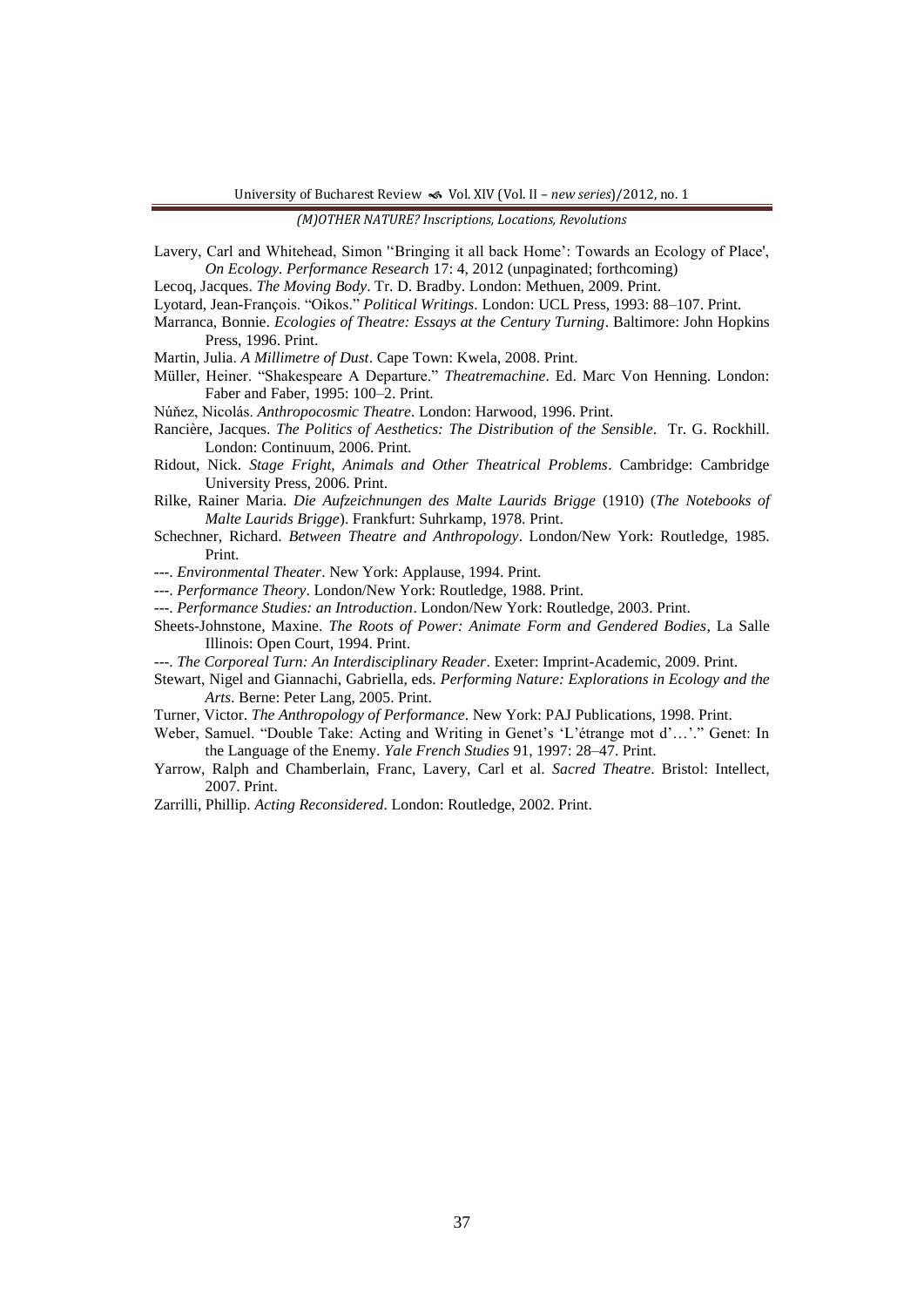Lavery, Carl and Whitehead, Simon ''Bringing it all back Home': Towards an Ecology of Place', *On Ecology. Performance Research* 17: 4, 2012 (unpaginated; forthcoming)

Lecoq, Jacques. *The Moving Body*. Tr. D. Bradby. London: Methuen, 2009. Print.

Lyotard, Jean-François. "Oikos." *Political Writings*. London: UCL Press, 1993: 88–107. Print.

Marranca, Bonnie. *Ecologies of Theatre: Essays at the Century Turning*. Baltimore: John Hopkins Press, 1996. Print.

Martin, Julia. *A Millimetre of Dust*. Cape Town: Kwela, 2008. Print.

Müller, Heiner. "Shakespeare A Departure." *Theatremachine*. Ed. Marc Von Henning. London: Faber and Faber, 1995: 100–2. Print.

Núňez, Nicolás. *Anthropocosmic Theatre*. London: Harwood, 1996. Print.

Rancière, Jacques. *The Politics of Aesthetics: The Distribution of the Sensible*. Tr. G. Rockhill. London: Continuum, 2006. Print.

Ridout, Nick. *Stage Fright, Animals and Other Theatrical Problems*. Cambridge: Cambridge University Press, 2006. Print.

Rilke, Rainer Maria. *Die Aufzeichnungen des Malte Laurids Brigge* (1910) (*The Notebooks of Malte Laurids Brigge*). Frankfurt: Suhrkamp, 1978. Print.

Schechner, Richard. *Between Theatre and Anthropology*. London/New York: Routledge, 1985. Print.

---. *Environmental Theater*. New York: Applause, 1994. Print.

---. *Performance Theory*. London/New York: Routledge, 1988. Print.

---. *Performance Studies: an Introduction*. London/New York: Routledge, 2003. Print.

Sheets-Johnstone, Maxine. *The Roots of Power: Animate Form and Gendered Bodies*, La Salle Illinois: Open Court, 1994. Print.

---. *The Corporeal Turn: An Interdisciplinary Reader*. Exeter: Imprint-Academic, 2009. Print.

Stewart, Nigel and Giannachi, Gabriella, eds. *Performing Nature: Explorations in Ecology and the Arts*. Berne: Peter Lang, 2005. Print.

Turner, Victor. *The Anthropology of Performance*. New York: PAJ Publications, 1998. Print.

Weber, Samuel. "Double Take: Acting and Writing in Genet's 'L'étrange mot d'…'." Genet: In the Language of the Enemy. *Yale French Studies* 91, 1997: 28–47. Print.

Yarrow, Ralph and Chamberlain, Franc, Lavery, Carl et al. *Sacred Theatre*. Bristol: Intellect, 2007. Print.

Zarrilli, Phillip. *Acting Reconsidered*. London: Routledge, 2002. Print.